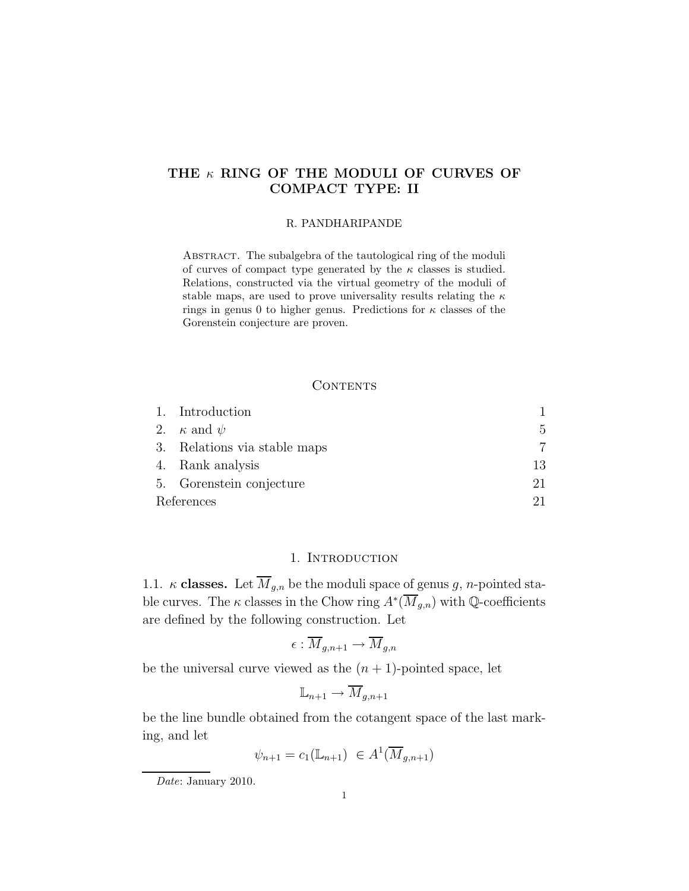# THE $\kappa$ RING OF THE MODULI OF CURVES OF COMPACT TYPE: II

R. PANDHARIPANDE

Abstract. The subalgebra of the tautological ring of the moduli of curves of compact type generated by the $\kappa$ classes is studied. Relations, constructed via the virtual geometry of the moduli of stable maps, are used to prove universality results relating the $\kappa$ rings in genus 0 to higher genus. Predictions for $\kappa$ classes of the Gorenstein conjecture are proven.

## Contents

| | | |
|---|---|---|
| 1. | Introduction | 1 |
| 2. | $\kappa$ and $\psi$ | 5 |
| 3. | Relations via stable maps | 7 |
| 4. | Rank analysis | 13 |
| 5. | Gorenstein conjecture | 21 |
| | References | 21 |

## 1. Introduction

1.1. **$\kappa$ classes.** Let $\overline{M}_{g,n}$ be the moduli space of genus $g$, $n$-pointed stable curves. The $\kappa$ classes in the Chow ring $A^*(\overline{M}_{g,n})$ with $\mathbb{Q}$-coefficients are defined by the following construction. Let

$$\epsilon : \overline{M}_{g,n+1} \to \overline{M}_{g,n}$$

be the universal curve viewed as the $(n+1)$-pointed space, let

$$\mathbb{L}_{n+1} \to \overline{M}_{g,n+1}$$

be the line bundle obtained from the cotangent space of the last marking, and let

$$\psi_{n+1} = c_1(\mathbb{L}_{n+1}) \ \in A^1(\overline{M}_{g,n+1})$$

*Date*: January 2010.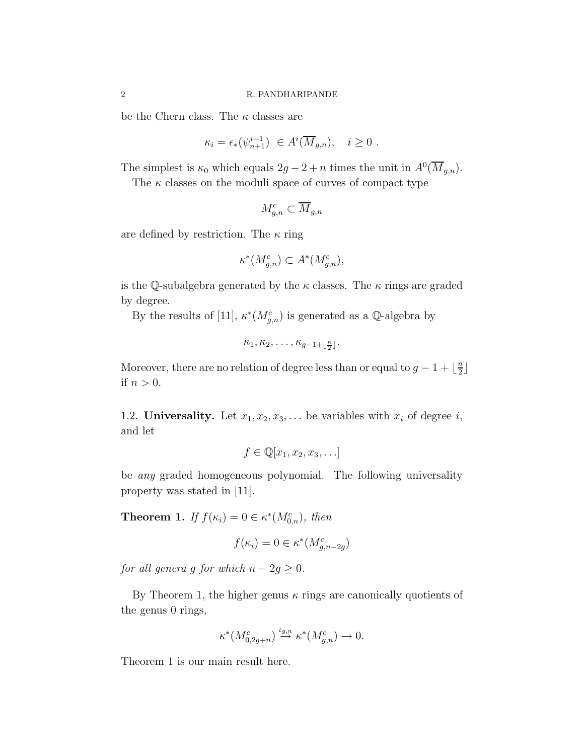be the Chern class. The $\kappa$ classes are

$$\kappa_i = \epsilon_*(\psi_{n+1}^{i+1}) \ \in A^i(\overline{M}_{g,n}), \quad i \geq 0 \ .$$

The simplest is $\kappa_0$ which equals $2g-2+n$ times the unit in $A^0(\overline{M}_{g,n})$.

The $\kappa$ classes on the moduli space of curves of compact type

$$M^c_{g,n} \subset \overline{M}_{g,n}$$

are defined by restriction. The $\kappa$ ring

$$\kappa^*(M^c_{g,n}) \subset A^*(M^c_{g,n}),$$

is the $\mathbb{Q}$-subalgebra generated by the $\kappa$ classes. The $\kappa$ rings are graded by degree.

By the results of [11], $\kappa^*(M^c_{g,n})$ is generated as a $\mathbb{Q}$-algebra by

$$\kappa_1, \kappa_2, \ldots, \kappa_{g-1+\lfloor \frac{n}{2} \rfloor}.$$

Moreover, there are no relation of degree less than or equal to $g-1+\lfloor \frac{n}{2} \rfloor$ if $n > 0$.

1.2. **Universality.** Let $x_1, x_2, x_3, \ldots$ be variables with $x_i$ of degree $i$, and let

$$f \in \mathbb{Q}[x_1, x_2, x_3, \ldots]$$

be *any* graded homogeneous polynomial. The following universality property was stated in [11].

**Theorem 1.** *If $f(\kappa_i) = 0 \in \kappa^*(M^c_{0,n})$, then*

$$f(\kappa_i) = 0 \in \kappa^*(M^c_{g,n-2g})$$

*for all genera $g$ for which $n - 2g \geq 0$.*

By Theorem 1, the higher genus $\kappa$ rings are canonically quotients of the genus 0 rings,

$$\kappa^*(M^c_{0,2g+n}) \xrightarrow{\iota_{g,n}} \kappa^*(M^c_{g,n}) \rightarrow 0.$$

Theorem 1 is our main result here.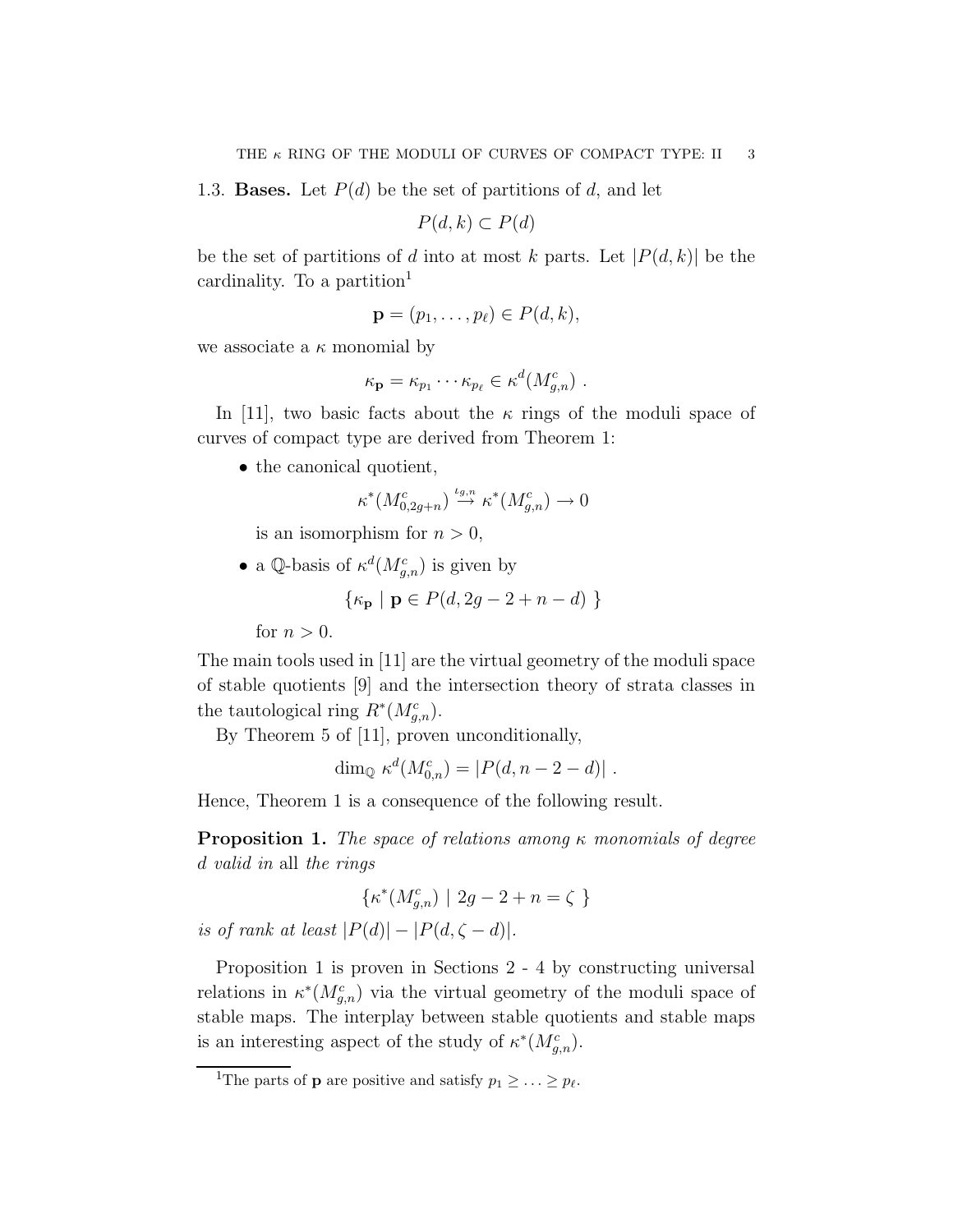## 1.3. **Bases.**

Let $P(d)$ be the set of partitions of $d$, and let

$$P(d, k) \subset P(d)$$

be the set of partitions of $d$ into at most $k$ parts. Let $|P(d, k)|$ be the cardinality. To a partition[1]

$$\mathbf{p} = (p_1, \ldots, p_\ell) \in P(d, k),$$

we associate a $\kappa$ monomial by

$$\kappa_{\mathbf{p}} = \kappa_{p_1} \cdots \kappa_{p_\ell} \in \kappa^d(M^c_{g,n}) \ .$$

In [11], two basic facts about the $\kappa$ rings of the moduli space of curves of compact type are derived from Theorem 1:

- the canonical quotient,

  $$\kappa^*(M^c_{0,2g+n}) \stackrel{\iota_{g,n}}{\to} \kappa^*(M^c_{g,n}) \to 0$$

  is an isomorphism for $n > 0$,
- a $\mathbb{Q}$-basis of $\kappa^d(M^c_{g,n})$ is given by

  $$\{\kappa_{\mathbf{p}} \mid \mathbf{p} \in P(d, 2g - 2 + n - d) \ \}$$

  for $n > 0$.

The main tools used in [11] are the virtual geometry of the moduli space of stable quotients [9] and the intersection theory of strata classes in the tautological ring $R^*(M^c_{g,n})$.

By Theorem 5 of [11], proven unconditionally,

$$\dim_{\mathbb{Q}} \kappa^d(M^c_{0,n}) = |P(d, n - 2 - d)| \ .$$

Hence, Theorem 1 is a consequence of the following result.

**Proposition 1.** *The space of relations among $\kappa$ monomials of degree $d$ valid in* all *the rings*

$$\{\kappa^*(M^c_{g,n}) \mid 2g - 2 + n = \zeta \ \}$$

*is of rank at least $|P(d)| - |P(d, \zeta - d)|$.*

Proposition 1 is proven in Sections 2 - 4 by constructing universal relations in $\kappa^*(M^c_{g,n})$ via the virtual geometry of the moduli space of stable maps. The interplay between stable quotients and stable maps is an interesting aspect of the study of $\kappa^*(M^c_{g,n})$.

---

[1] The parts of $\mathbf{p}$ are positive and satisfy $p_1 \geq \ldots \geq p_\ell$.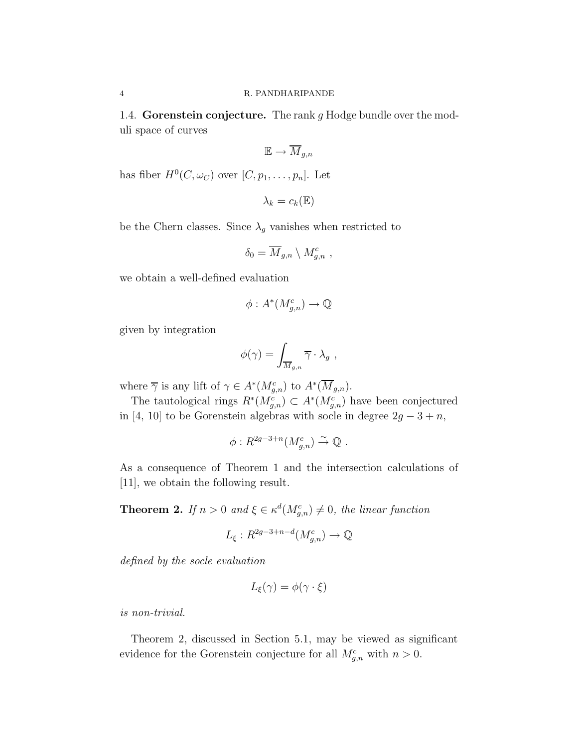1.4. **Gorenstein conjecture.** The rank $g$ Hodge bundle over the moduli space of curves

$$\mathbb{E} \to \overline{M}_{g,n}$$

has fiber $H^0(C, \omega_C)$ over $[C, p_1, \ldots, p_n]$. Let

$$\lambda_k = c_k(\mathbb{E})$$

be the Chern classes. Since $\lambda_g$ vanishes when restricted to

$$\delta_0 = \overline{M}_{g,n} \setminus M^c_{g,n} \ ,$$

we obtain a well-defined evaluation

$$\phi : A^*(M^c_{g,n}) \to \mathbb{Q}$$

given by integration

$$\phi(\gamma) = \int_{\overline{M}_{g,n}} \overline{\gamma} \cdot \lambda_g \ ,$$

where $\overline{\gamma}$ is any lift of $\gamma \in A^*(M^c_{g,n})$ to $A^*(\overline{M}_{g,n})$.

The tautological rings $R^*(M^c_{g,n}) \subset A^*(M^c_{g,n})$ have been conjectured in [4, 10] to be Gorenstein algebras with socle in degree $2g-3+n$,

$$\phi : R^{2g-3+n}(M^c_{g,n}) \stackrel{\sim}{\to} \mathbb{Q} \ .$$

As a consequence of Theorem 1 and the intersection calculations of [11], we obtain the following result.

**Theorem 2.** *If $n > 0$ and $\xi \in \kappa^d(M^c_{g,n}) \neq 0$, the linear function*

$$L_\xi : R^{2g-3+n-d}(M^c_{g,n}) \to \mathbb{Q}$$

*defined by the socle evaluation*

$$L_\xi(\gamma) = \phi(\gamma \cdot \xi)$$

*is non-trivial.*

Theorem 2, discussed in Section 5.1, may be viewed as significant evidence for the Gorenstein conjecture for all $M^c_{g,n}$ with $n > 0$.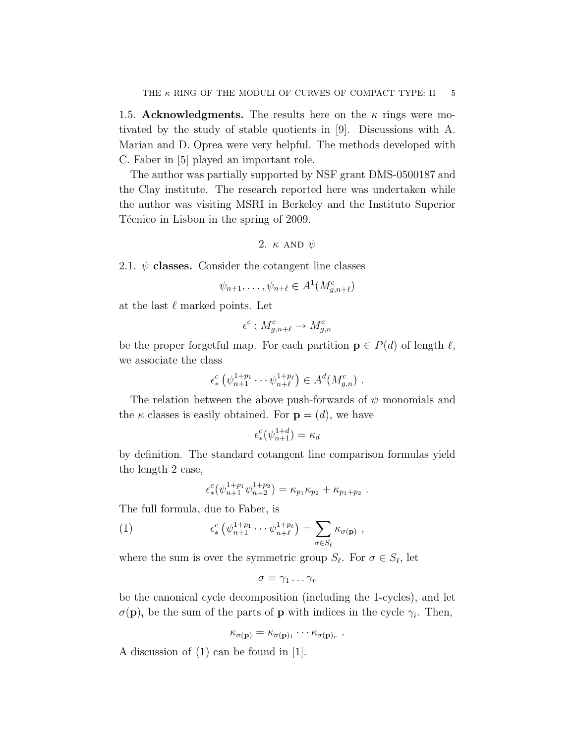1.5. **Acknowledgments.** The results here on the $\kappa$ rings were motivated by the study of stable quotients in [9]. Discussions with A. Marian and D. Oprea were very helpful. The methods developed with C. Faber in [5] played an important role.

The author was partially supported by NSF grant DMS-0500187 and the Clay institute. The research reported here was undertaken while the author was visiting MSRI in Berkeley and the Instituto Superior Técnico in Lisbon in the spring of 2009.

## 2. $\kappa$ and $\psi$

2.1. **$\psi$ classes.** Consider the cotangent line classes

$$\psi_{n+1}, \ldots, \psi_{n+\ell} \in A^1(M^c_{g,n+\ell})$$

at the last $\ell$ marked points. Let

$$\epsilon^c : M^c_{g,n+\ell} \to M^c_{g,n}$$

be the proper forgetful map. For each partition $\mathbf{p} \in P(d)$ of length $\ell$, we associate the class

$$\epsilon^c_* \left( \psi_{n+1}^{1+p_1} \cdots \psi_{n+\ell}^{1+p_\ell} \right) \in A^d(M^c_{g,n}) \ .$$

The relation between the above push-forwards of $\psi$ monomials and the $\kappa$ classes is easily obtained. For $\mathbf{p} = (d)$, we have

$$\epsilon^c_*(\psi_{n+1}^{1+d}) = \kappa_d$$

by definition. The standard cotangent line comparison formulas yield the length 2 case,

$$\epsilon^c_*(\psi_{n+1}^{1+p_1} \psi_{n+2}^{1+p_2}) = \kappa_{p_1}\kappa_{p_2} + \kappa_{p_1+p_2} \ .$$

The full formula, due to Faber, is

$$\epsilon^c_* \left( \psi_{n+1}^{1+p_1} \cdots \psi_{n+\ell}^{1+p_\ell} \right) = \sum_{\sigma \in S_\ell} \kappa_{\sigma(\mathbf{p})} \ , \tag{1}$$

where the sum is over the symmetric group $S_\ell$. For $\sigma \in S_\ell$, let

$$\sigma = \gamma_1 \ldots \gamma_r$$

be the canonical cycle decomposition (including the 1-cycles), and let $\sigma(\mathbf{p})_i$ be the sum of the parts of $\mathbf{p}$ with indices in the cycle $\gamma_i$. Then,

$$\kappa_{\sigma(\mathbf{p})} = \kappa_{\sigma(\mathbf{p})_1} \cdots \kappa_{\sigma(\mathbf{p})_r} \ .$$

A discussion of (1) can be found in [1].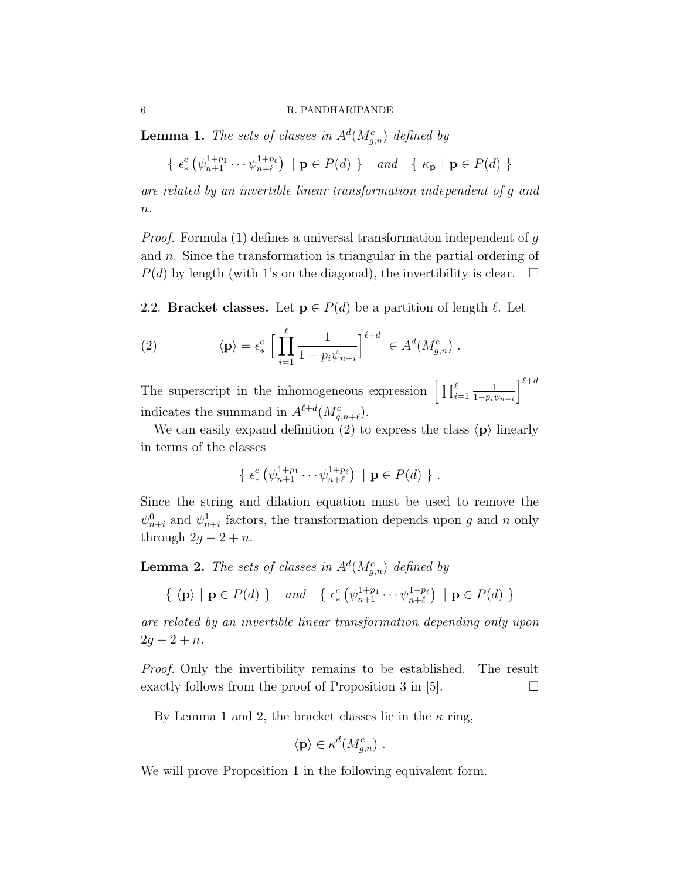**Lemma 1.** *The sets of classes in $A^d(M^c_{g,n})$ defined by*

$$\left\{ \ \epsilon^c_* \left(\psi^{1+p_1}_{n+1} \cdots \psi^{1+p_\ell}_{n+\ell}\right) \ | \ \mathbf{p} \in P(d) \ \right\} \quad \textit{and} \quad \left\{ \ \kappa_{\mathbf{p}} \ | \ \mathbf{p} \in P(d) \ \right\}$$

*are related by an invertible linear transformation independent of $g$ and $n$.*

*Proof.* Formula (1) defines a universal transformation independent of $g$ and $n$. Since the transformation is triangular in the partial ordering of $P(d)$ by length (with 1's on the diagonal), the invertibility is clear. $\square$

2.2. **Bracket classes.** Let $\mathbf{p} \in P(d)$ be a partition of length $\ell$. Let

$$\langle \mathbf{p} \rangle = \epsilon^c_* \left[ \prod_{i=1}^{\ell} \frac{1}{1 - p_i \psi_{n+i}} \right]^{\ell+d} \in A^d(M^c_{g,n}) \ . \tag{2}$$

The superscript in the inhomogeneous expression $\left[ \prod_{i=1}^{\ell} \frac{1}{1-p_i\psi_{n+i}} \right]^{\ell+d}$ indicates the summand in $A^{\ell+d}(M^c_{g,n+\ell})$.

We can easily expand definition (2) to express the class $\langle \mathbf{p} \rangle$ linearly in terms of the classes

$$\left\{ \ \epsilon^c_* \left(\psi^{1+p_1}_{n+1} \cdots \psi^{1+p_\ell}_{n+\ell}\right) \ | \ \mathbf{p} \in P(d) \ \right\} .$$

Since the string and dilation equation must be used to remove the $\psi^0_{n+i}$ and $\psi^1_{n+i}$ factors, the transformation depends upon $g$ and $n$ only through $2g - 2 + n$.

**Lemma 2.** *The sets of classes in $A^d(M^c_{g,n})$ defined by*

$$\left\{ \ \langle \mathbf{p} \rangle \ | \ \mathbf{p} \in P(d) \ \right\} \quad \textit{and} \quad \left\{ \ \epsilon^c_* \left(\psi^{1+p_1}_{n+1} \cdots \psi^{1+p_\ell}_{n+\ell}\right) \ | \ \mathbf{p} \in P(d) \ \right\}$$

*are related by an invertible linear transformation depending only upon $2g - 2 + n$.*

*Proof.* Only the invertibility remains to be established. The result exactly follows from the proof of Proposition 3 in [5]. $\square$

By Lemma 1 and 2, the bracket classes lie in the $\kappa$ ring,

$$\langle \mathbf{p} \rangle \in \kappa^d(M^c_{g,n}) \ .$$

We will prove Proposition 1 in the following equivalent form.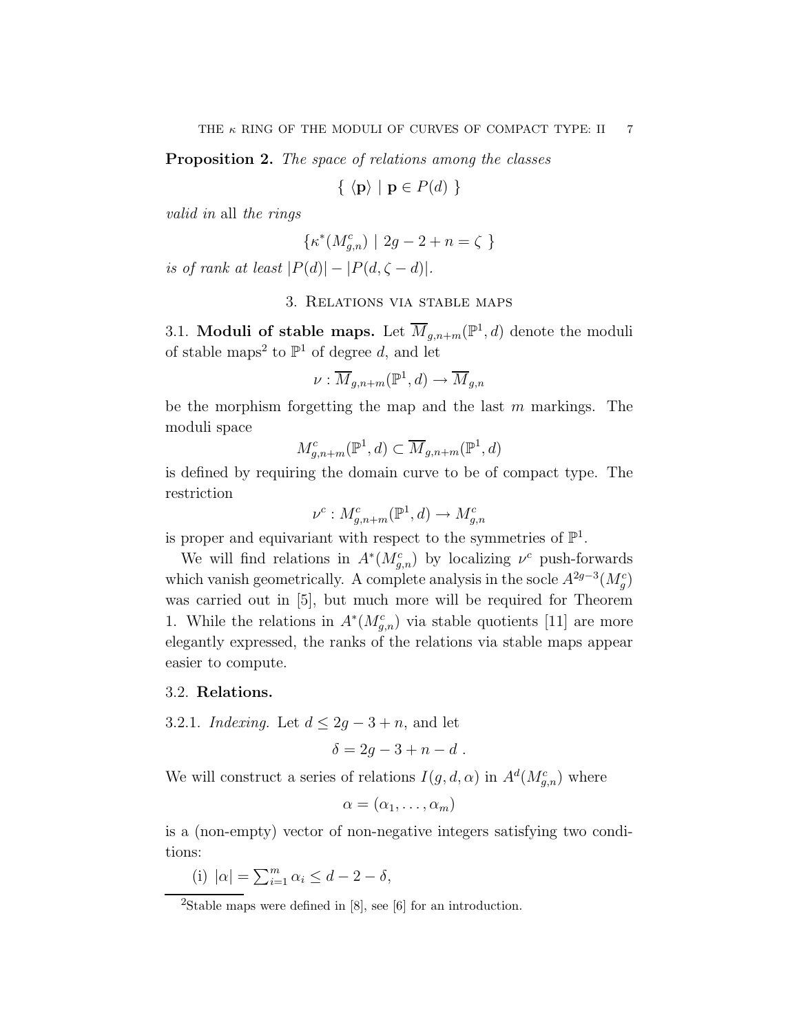**Proposition 2.** *The space of relations among the classes*

$$\{ \ \langle \mathbf{p} \rangle \mid \mathbf{p} \in P(d) \ \}$$

*valid in* all *the rings*

$$\{ \kappa^*(M^c_{g,n}) \mid 2g-2+n = \zeta \ \}$$

*is of rank at least* $|P(d)| - |P(d, \zeta - d)|$.

## 3. Relations via stable maps

### 3.1. Moduli of stable maps.

Let $\overline{M}_{g,n+m}(\mathbb{P}^1, d)$ denote the moduli of stable maps[2] to $\mathbb{P}^1$ of degree $d$, and let

$$\nu : \overline{M}_{g,n+m}(\mathbb{P}^1, d) \to \overline{M}_{g,n}$$

be the morphism forgetting the map and the last $m$ markings. The moduli space

$$M^c_{g,n+m}(\mathbb{P}^1, d) \subset \overline{M}_{g,n+m}(\mathbb{P}^1, d)$$

is defined by requiring the domain curve to be of compact type. The restriction

$$\nu^c : M^c_{g,n+m}(\mathbb{P}^1, d) \to M^c_{g,n}$$

is proper and equivariant with respect to the symmetries of $\mathbb{P}^1$.

We will find relations in $A^*(M^c_{g,n})$ by localizing $\nu^c$ push-forwards which vanish geometrically. A complete analysis in the socle $A^{2g-3}(M^c_g)$ was carried out in [5], but much more will be required for Theorem 1. While the relations in $A^*(M^c_{g,n})$ via stable quotients [11] are more elegantly expressed, the ranks of the relations via stable maps appear easier to compute.

### 3.2. Relations.

3.2.1. *Indexing.* Let $d \leq 2g-3+n$, and let

$$\delta = 2g - 3 + n - d \ .$$

We will construct a series of relations $I(g, d, \alpha)$ in $A^d(M^c_{g,n})$ where

$$\alpha = (\alpha_1, \ldots, \alpha_m)$$

is a (non-empty) vector of non-negative integers satisfying two conditions:

(i) $|\alpha| = \sum_{i=1}^m \alpha_i \leq d - 2 - \delta$,

[2] Stable maps were defined in [8], see [6] for an introduction.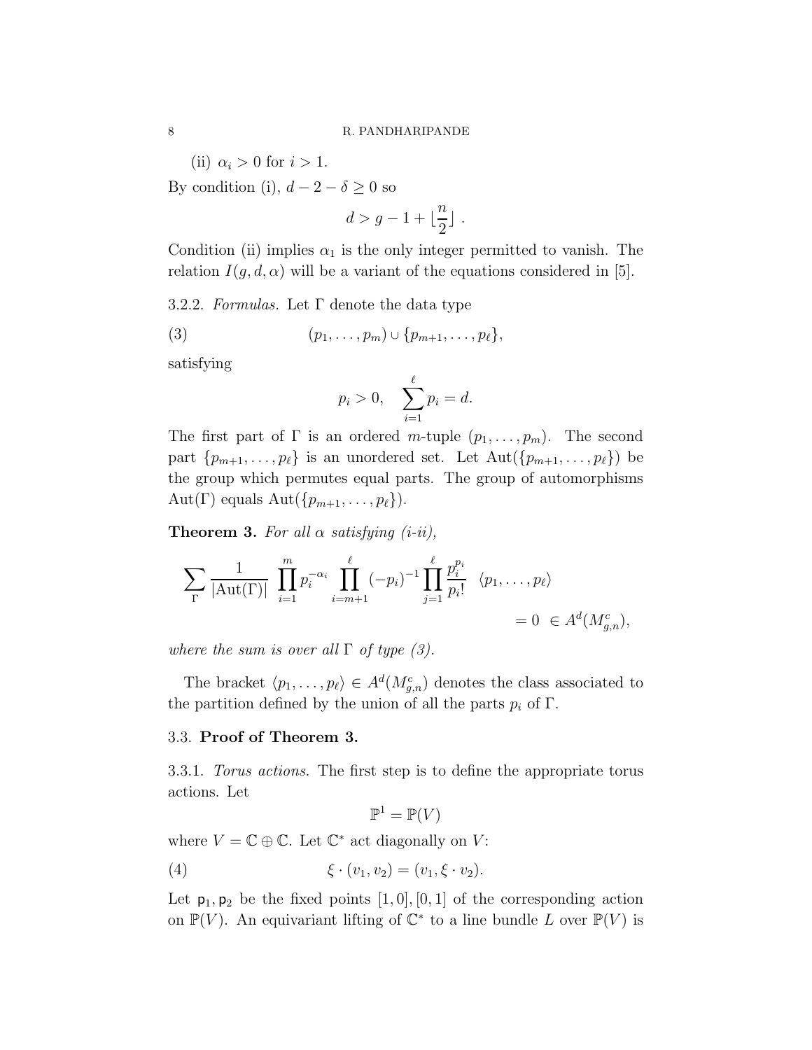(ii) $\alpha_i > 0$ for $i > 1$.

By condition (i), $d - 2 - \delta \geq 0$ so

$$d > g - 1 + \lfloor \frac{n}{2} \rfloor \ .$$

Condition (ii) implies $\alpha_1$ is the only integer permitted to vanish. The relation $I(g, d, \alpha)$ will be a variant of the equations considered in [5].

3.2.2. *Formulas.* Let $\Gamma$ denote the data type

$$(p_1, \ldots, p_m) \cup \{p_{m+1}, \ldots, p_\ell\}, \tag{3}$$

satisfying

$$p_i > 0, \quad \sum_{i=1}^{\ell} p_i = d.$$

The first part of $\Gamma$ is an ordered $m$-tuple $(p_1, \ldots, p_m)$. The second part $\{p_{m+1}, \ldots, p_\ell\}$ is an unordered set. Let $\mathrm{Aut}(\{p_{m+1}, \ldots, p_\ell\})$ be the group which permutes equal parts. The group of automorphisms $\mathrm{Aut}(\Gamma)$ equals $\mathrm{Aut}(\{p_{m+1}, \ldots, p_\ell\})$.

**Theorem 3.** *For all $\alpha$ satisfying (i-ii),*

$$\sum_{\Gamma} \frac{1}{|\mathrm{Aut}(\Gamma)|} \prod_{i=1}^{m} p_i^{-\alpha_i} \prod_{i=m+1}^{\ell} (-p_i)^{-1} \prod_{j=1}^{\ell} \frac{p_i^{p_i}}{p_i!} \ \ \langle p_1, \ldots, p_\ell \rangle = 0 \ \in A^d(M_{g,n}^c),$$

*where the sum is over all $\Gamma$ of type (3).*

The bracket $\langle p_1, \ldots, p_\ell \rangle \in A^d(M_{g,n}^c)$ denotes the class associated to the partition defined by the union of all the parts $p_i$ of $\Gamma$.

## 3.3. Proof of Theorem 3.

3.3.1. *Torus actions.* The first step is to define the appropriate torus actions. Let

$$\mathbb{P}^1 = \mathbb{P}(V)$$

where $V = \mathbb{C} \oplus \mathbb{C}$. Let $\mathbb{C}^*$ act diagonally on $V$:

$$\xi \cdot (v_1, v_2) = (v_1, \xi \cdot v_2). \tag{4}$$

Let $\mathsf{p}_1, \mathsf{p}_2$ be the fixed points $[1, 0], [0, 1]$ of the corresponding action on $\mathbb{P}(V)$. An equivariant lifting of $\mathbb{C}^*$ to a line bundle $L$ over $\mathbb{P}(V)$ is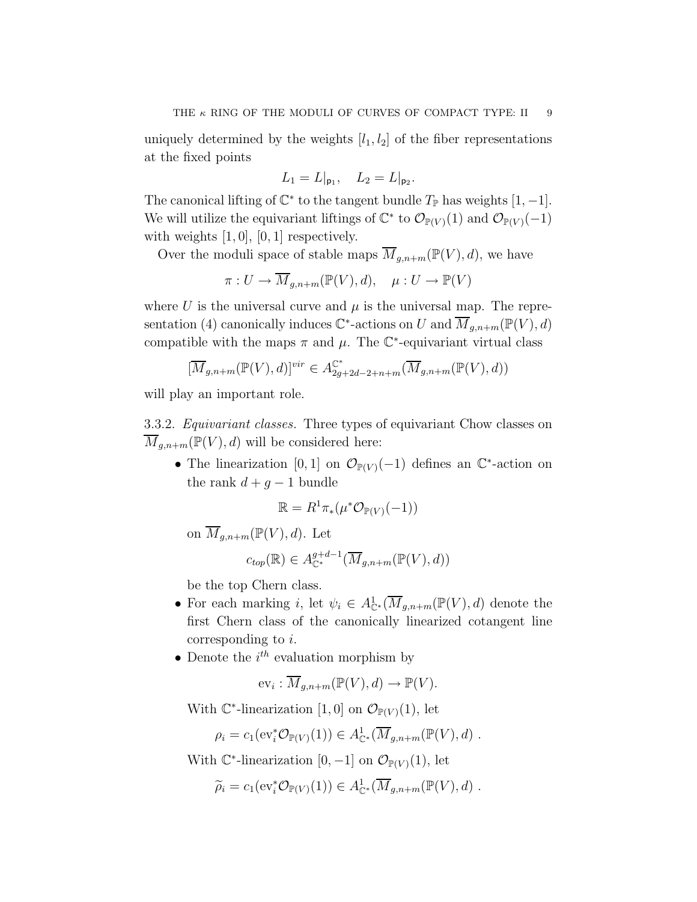uniquely determined by the weights $[l_1, l_2]$ of the fiber representations at the fixed points

$$L_1 = L|_{\mathsf{p}_1}, \quad L_2 = L|_{\mathsf{p}_2}.$$

The canonical lifting of $\mathbb{C}^*$ to the tangent bundle $T_{\mathbb{P}}$ has weights $[1, -1]$. We will utilize the equivariant liftings of $\mathbb{C}^*$ to $\mathcal{O}_{\mathbb{P}(V)}(1)$ and $\mathcal{O}_{\mathbb{P}(V)}(-1)$ with weights $[1, 0]$, $[0, 1]$ respectively.

Over the moduli space of stable maps $\overline{M}_{g,n+m}(\mathbb{P}(V), d)$, we have

$$\pi : U \to \overline{M}_{g,n+m}(\mathbb{P}(V), d), \quad \mu : U \to \mathbb{P}(V)$$

where $U$ is the universal curve and $\mu$ is the universal map. The representation (4) canonically induces $\mathbb{C}^*$-actions on $U$ and $\overline{M}_{g,n+m}(\mathbb{P}(V), d)$ compatible with the maps $\pi$ and $\mu$. The $\mathbb{C}^*$-equivariant virtual class

$$[\overline{M}_{g,n+m}(\mathbb{P}(V), d)]^{vir} \in A^{\mathbb{C}^*}_{2g+2d-2+n+m}(\overline{M}_{g,n+m}(\mathbb{P}(V), d))$$

will play an important role.

3.3.2. *Equivariant classes.* Three types of equivariant Chow classes on $\overline{M}_{g,n+m}(\mathbb{P}(V), d)$ will be considered here:

- The linearization $[0, 1]$ on $\mathcal{O}_{\mathbb{P}(V)}(-1)$ defines an $\mathbb{C}^*$-action on the rank $d + g - 1$ bundle

  $$\mathbb{R} = R^1\pi_*(\mu^*\mathcal{O}_{\mathbb{P}(V)}(-1))$$

  on $\overline{M}_{g,n+m}(\mathbb{P}(V), d)$. Let

  $$c_{top}(\mathbb{R}) \in A^{g+d-1}_{\mathbb{C}^*}(\overline{M}_{g,n+m}(\mathbb{P}(V), d))$$

  be the top Chern class.
- For each marking $i$, let $\psi_i \in A^1_{\mathbb{C}^*}(\overline{M}_{g,n+m}(\mathbb{P}(V), d)$ denote the first Chern class of the canonically linearized cotangent line corresponding to $i$.
- Denote the $i^{th}$ evaluation morphism by

  $$\mathrm{ev}_i : \overline{M}_{g,n+m}(\mathbb{P}(V), d) \to \mathbb{P}(V).$$

  With $\mathbb{C}^*$-linearization $[1, 0]$ on $\mathcal{O}_{\mathbb{P}(V)}(1)$, let

  $$\rho_i = c_1(\mathrm{ev}_i^*\mathcal{O}_{\mathbb{P}(V)}(1)) \in A^1_{\mathbb{C}^*}(\overline{M}_{g,n+m}(\mathbb{P}(V), d) \ .$$

  With $\mathbb{C}^*$-linearization $[0, -1]$ on $\mathcal{O}_{\mathbb{P}(V)}(1)$, let

  $$\widetilde{\rho}_i = c_1(\mathrm{ev}_i^*\mathcal{O}_{\mathbb{P}(V)}(1)) \in A^1_{\mathbb{C}^*}(\overline{M}_{g,n+m}(\mathbb{P}(V), d) \ .$$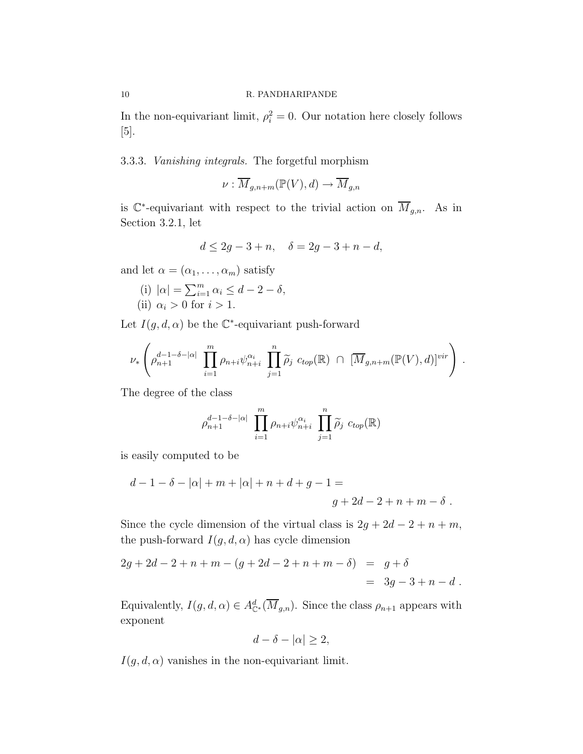In the non-equivariant limit, $\rho_i^2 = 0$. Our notation here closely follows [5].

3.3.3. *Vanishing integrals.* The forgetful morphism

$$\nu : \overline{M}_{g,n+m}(\mathbb{P}(V), d) \to \overline{M}_{g,n}$$

is $\mathbb{C}^*$-equivariant with respect to the trivial action on $\overline{M}_{g,n}$. As in Section 3.2.1, let

$$d \leq 2g - 3 + n, \quad \delta = 2g - 3 + n - d,$$

and let $\alpha = (\alpha_1, \ldots, \alpha_m)$ satisfy

(i) $|\alpha| = \sum_{i=1}^m \alpha_i \leq d - 2 - \delta$,
(ii) $\alpha_i > 0$ for $i > 1$.

Let $I(g, d, \alpha)$ be the $\mathbb{C}^*$-equivariant push-forward

$$\nu_* \left( \rho_{n+1}^{d-1-\delta-|\alpha|} \ \prod_{i=1}^m \rho_{n+i} \psi_{n+i}^{\alpha_i} \ \prod_{j=1}^n \widetilde{\rho}_j \ c_{top}(\mathbb{R}) \ \cap \ [\overline{M}_{g,n+m}(\mathbb{P}(V), d)]^{vir} \right) .$$

The degree of the class

$$\rho_{n+1}^{d-1-\delta-|\alpha|} \ \prod_{i=1}^m \rho_{n+i} \psi_{n+i}^{\alpha_i} \ \prod_{j=1}^n \widetilde{\rho}_j \ c_{top}(\mathbb{R})$$

is easily computed to be

$$d - 1 - \delta - |\alpha| + m + |\alpha| + n + d + g - 1 = \\ g + 2d - 2 + n + m - \delta \ .$$

Since the cycle dimension of the virtual class is $2g + 2d - 2 + n + m$, the push-forward $I(g, d, \alpha)$ has cycle dimension

$$\begin{aligned} 2g + 2d - 2 + n + m - (g + 2d - 2 + n + m - \delta) &= g + \delta \\ &= 3g - 3 + n - d \ . \end{aligned}$$

Equivalently, $I(g, d, \alpha) \in A^d_{\mathbb{C}^*}(\overline{M}_{g,n})$. Since the class $\rho_{n+1}$ appears with exponent

$$d - \delta - |\alpha| \geq 2,$$

$I(g, d, \alpha)$ vanishes in the non-equivariant limit.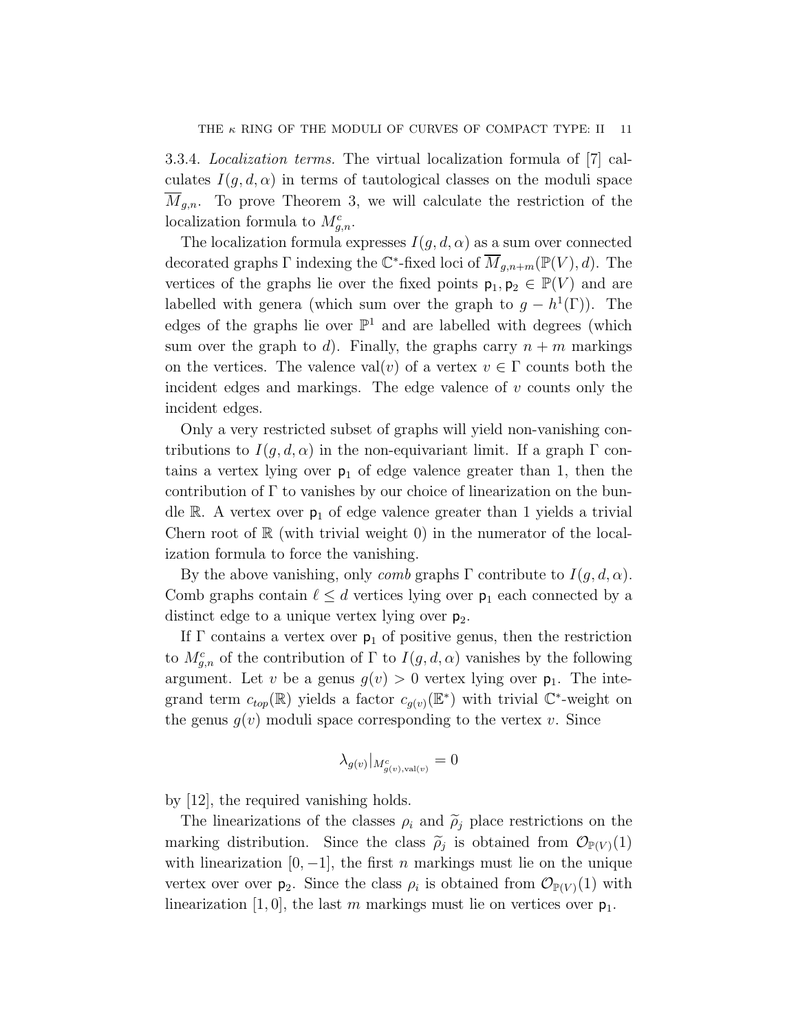3.3.4. *Localization terms.* The virtual localization formula of [7] calculates $I(g, d, \alpha)$ in terms of tautological classes on the moduli space $\overline{M}_{g,n}$. To prove Theorem 3, we will calculate the restriction of the localization formula to $M^c_{g,n}$.

The localization formula expresses $I(g, d, \alpha)$ as a sum over connected decorated graphs $\Gamma$ indexing the $\mathbb{C}^*$-fixed loci of $\overline{M}_{g,n+m}(\mathbb{P}(V), d)$. The vertices of the graphs lie over the fixed points $\mathsf{p}_1, \mathsf{p}_2 \in \mathbb{P}(V)$ and are labelled with genera (which sum over the graph to $g - h^1(\Gamma)$). The edges of the graphs lie over $\mathbb{P}^1$ and are labelled with degrees (which sum over the graph to $d$). Finally, the graphs carry $n + m$ markings on the vertices. The valence $\mathrm{val}(v)$ of a vertex $v \in \Gamma$ counts both the incident edges and markings. The edge valence of $v$ counts only the incident edges.

Only a very restricted subset of graphs will yield non-vanishing contributions to $I(g, d, \alpha)$ in the non-equivariant limit. If a graph $\Gamma$ contains a vertex lying over $\mathsf{p}_1$ of edge valence greater than 1, then the contribution of $\Gamma$ to vanishes by our choice of linearization on the bundle $\mathbb{R}$. A vertex over $\mathsf{p}_1$ of edge valence greater than 1 yields a trivial Chern root of $\mathbb{R}$ (with trivial weight 0) in the numerator of the localization formula to force the vanishing.

By the above vanishing, only *comb* graphs $\Gamma$ contribute to $I(g, d, \alpha)$. Comb graphs contain $\ell \leq d$ vertices lying over $\mathsf{p}_1$ each connected by a distinct edge to a unique vertex lying over $\mathsf{p}_2$.

If $\Gamma$ contains a vertex over $\mathsf{p}_1$ of positive genus, then the restriction to $M^c_{g,n}$ of the contribution of $\Gamma$ to $I(g, d, \alpha)$ vanishes by the following argument. Let $v$ be a genus $g(v) > 0$ vertex lying over $\mathsf{p}_1$. The integrand term $c_{top}(\mathbb{R})$ yields a factor $c_{g(v)}(\mathbb{E}^*)$ with trivial $\mathbb{C}^*$-weight on the genus $g(v)$ moduli space corresponding to the vertex $v$. Since

$$\lambda_{g(v)}|_{M^c_{g(v),\mathrm{val}(v)}} = 0$$

by [12], the required vanishing holds.

The linearizations of the classes $\rho_i$ and $\widetilde{\rho}_j$ place restrictions on the marking distribution. Since the class $\widetilde{\rho}_j$ is obtained from $\mathcal{O}_{\mathbb{P}(V)}(1)$ with linearization $[0, -1]$, the first $n$ markings must lie on the unique vertex over over $\mathsf{p}_2$. Since the class $\rho_i$ is obtained from $\mathcal{O}_{\mathbb{P}(V)}(1)$ with linearization $[1, 0]$, the last $m$ markings must lie on vertices over $\mathsf{p}_1$.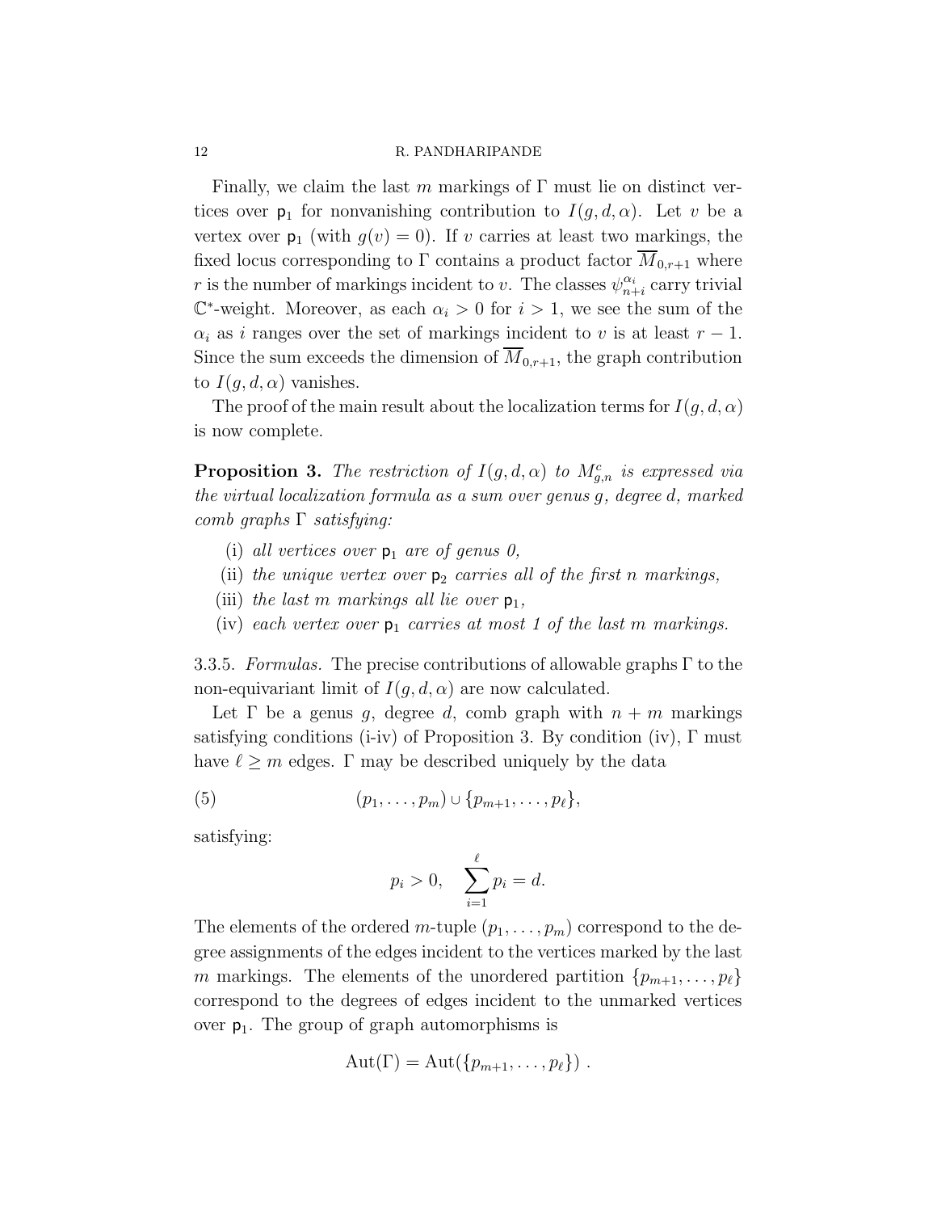Finally, we claim the last $m$ markings of $\Gamma$ must lie on distinct vertices over $\mathsf{p}_1$ for nonvanishing contribution to $I(g, d, \alpha)$. Let $v$ be a vertex over $\mathsf{p}_1$ (with $g(v) = 0$). If $v$ carries at least two markings, the fixed locus corresponding to $\Gamma$ contains a product factor $\overline{M}_{0,r+1}$ where $r$ is the number of markings incident to $v$. The classes $\psi_{n+i}^{\alpha_i}$ carry trivial $\mathbb{C}^*$-weight. Moreover, as each $\alpha_i > 0$ for $i > 1$, we see the sum of the $\alpha_i$ as $i$ ranges over the set of markings incident to $v$ is at least $r - 1$. Since the sum exceeds the dimension of $\overline{M}_{0,r+1}$, the graph contribution to $I(g, d, \alpha)$ vanishes.

The proof of the main result about the localization terms for $I(g, d, \alpha)$ is now complete.

**Proposition 3.** *The restriction of $I(g, d, \alpha)$ to $M^c_{g,n}$ is expressed via the virtual localization formula as a sum over genus $g$, degree $d$, marked comb graphs $\Gamma$ satisfying:*

- (i) *all vertices over $\mathsf{p}_1$ are of genus 0,*
- (ii) *the unique vertex over $\mathsf{p}_2$ carries all of the first $n$ markings,*
- (iii) *the last $m$ markings all lie over $\mathsf{p}_1$,*
- (iv) *each vertex over $\mathsf{p}_1$ carries at most 1 of the last $m$ markings.*

3.3.5. *Formulas.* The precise contributions of allowable graphs $\Gamma$ to the non-equivariant limit of $I(g, d, \alpha)$ are now calculated.

Let $\Gamma$ be a genus $g$, degree $d$, comb graph with $n + m$ markings satisfying conditions (i-iv) of Proposition 3. By condition (iv), $\Gamma$ must have $\ell \geq m$ edges. $\Gamma$ may be described uniquely by the data

$$(p_1, \ldots, p_m) \cup \{p_{m+1}, \ldots, p_\ell\}, \tag{5}$$

satisfying:

$$p_i > 0, \quad \sum_{i=1}^{\ell} p_i = d.$$

The elements of the ordered $m$-tuple $(p_1, \ldots, p_m)$ correspond to the degree assignments of the edges incident to the vertices marked by the last $m$ markings. The elements of the unordered partition $\{p_{m+1}, \ldots, p_\ell\}$ correspond to the degrees of edges incident to the unmarked vertices over $\mathsf{p}_1$. The group of graph automorphisms is

$$\mathrm{Aut}(\Gamma) = \mathrm{Aut}(\{p_{m+1}, \ldots, p_\ell\}) \ .$$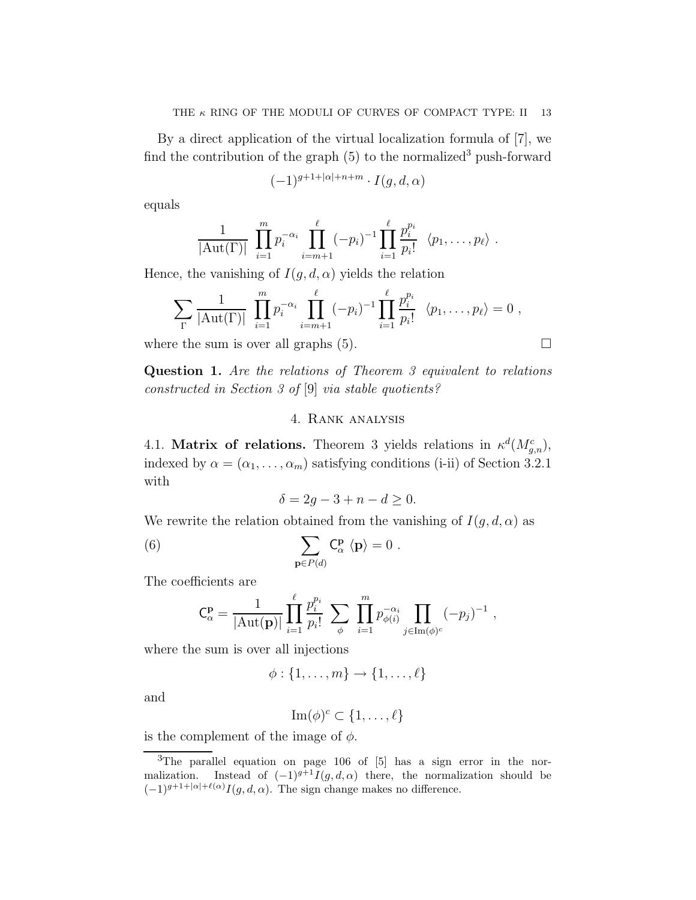By a direct application of the virtual localization formula of [7], we find the contribution of the graph (5) to the normalized[3] push-forward

$$(-1)^{g+1+|\alpha|+n+m} \cdot I(g,d,\alpha)$$

equals

$$\frac{1}{|\mathrm{Aut}(\Gamma)|} \prod_{i=1}^{m} p_i^{-\alpha_i} \prod_{i=m+1}^{\ell} (-p_i)^{-1} \prod_{i=1}^{\ell} \frac{p_i^{p_i}}{p_i!} \ \ \langle p_1, \ldots, p_\ell \rangle \ .$$

Hence, the vanishing of $I(g,d,\alpha)$ yields the relation

$$\sum_{\Gamma} \frac{1}{|\mathrm{Aut}(\Gamma)|} \prod_{i=1}^{m} p_i^{-\alpha_i} \prod_{i=m+1}^{\ell} (-p_i)^{-1} \prod_{i=1}^{\ell} \frac{p_i^{p_i}}{p_i!} \ \ \langle p_1, \ldots, p_\ell \rangle = 0 \ ,$$

where the sum is over all graphs (5). □

**Question 1.** *Are the relations of Theorem 3 equivalent to relations constructed in Section 3 of* [9] *via stable quotients?*

## 4. Rank analysis

4.1. **Matrix of relations.** Theorem 3 yields relations in $\kappa^d(M_{g,n}^c)$, indexed by $\alpha = (\alpha_1, \ldots, \alpha_m)$ satisfying conditions (i-ii) of Section 3.2.1 with

$$\delta = 2g - 3 + n - d \geq 0.$$

We rewrite the relation obtained from the vanishing of $I(g,d,\alpha)$ as

$$\sum_{\mathbf{p} \in P(d)} \mathsf{C}_{\alpha}^{\mathbf{p}} \ \langle \mathbf{p} \rangle = 0 \ . \tag{6}$$

The coefficients are

$$\mathsf{C}_{\alpha}^{\mathbf{p}} = \frac{1}{|\mathrm{Aut}(\mathbf{p})|} \prod_{i=1}^{\ell} \frac{p_i^{p_i}}{p_i!} \ \sum_{\phi} \ \prod_{i=1}^{m} p_{\phi(i)}^{-\alpha_i} \prod_{j \in \mathrm{Im}(\phi)^c} (-p_j)^{-1} \ ,$$

where the sum is over all injections

$$\phi : \{1, \ldots, m\} \to \{1, \ldots, \ell\}$$

and

$$\mathrm{Im}(\phi)^c \subset \{1, \ldots, \ell\}$$

is the complement of the image of $\phi$.

---

[3] The parallel equation on page 106 of [5] has a sign error in the normalization. Instead of $(-1)^{g+1} I(g,d,\alpha)$ there, the normalization should be $(-1)^{g+1+|\alpha|+\ell(\alpha)} I(g,d,\alpha)$. The sign change makes no difference.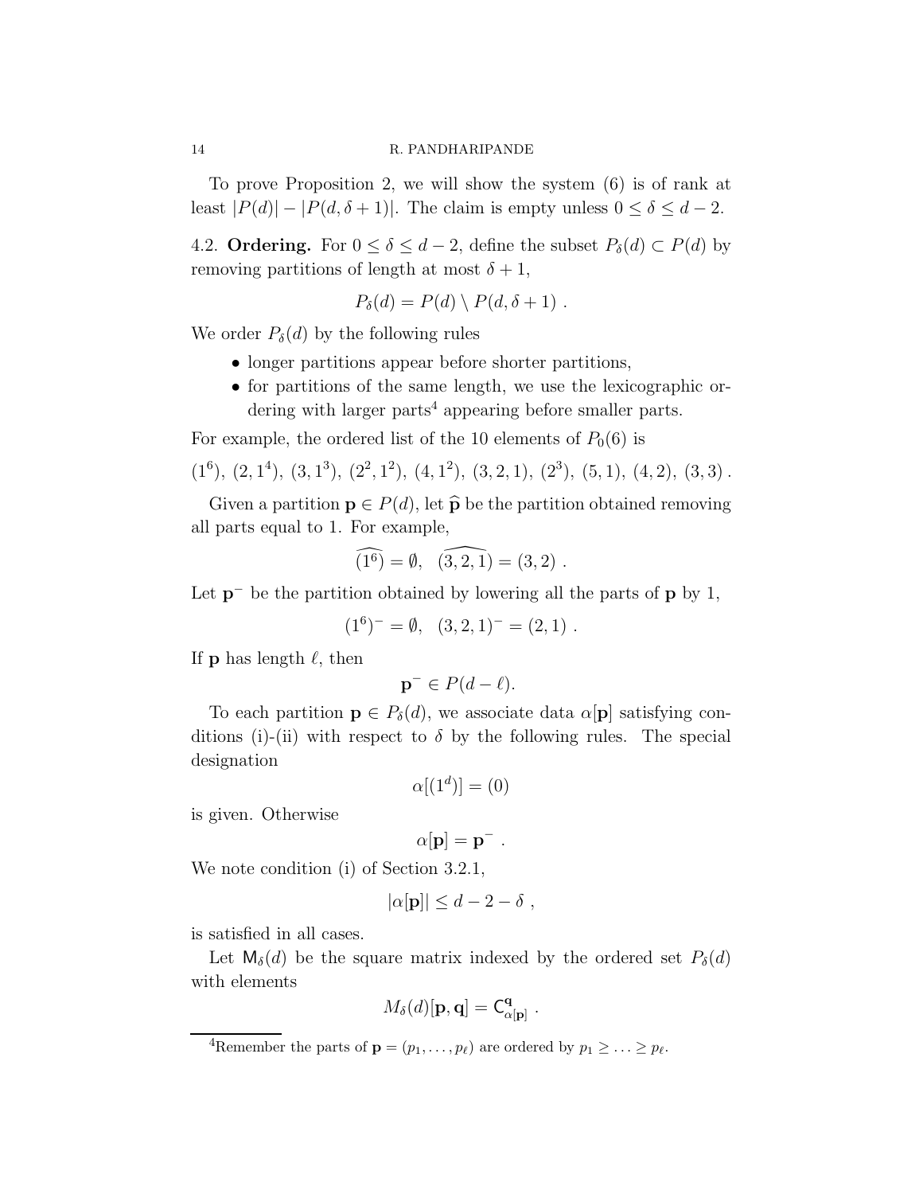To prove Proposition 2, we will show the system (6) is of rank at least $|P(d)| - |P(d, \delta+1)|$. The claim is empty unless $0 \leq \delta \leq d-2$.

4.2. **Ordering.** For $0 \leq \delta \leq d-2$, define the subset $P_\delta(d) \subset P(d)$ by removing partitions of length at most $\delta + 1$,

$$P_\delta(d) = P(d) \setminus P(d, \delta+1) \ .$$

We order $P_\delta(d)$ by the following rules

- longer partitions appear before shorter partitions,
- for partitions of the same length, we use the lexicographic ordering with larger parts[4] appearing before smaller parts.

For example, the ordered list of the 10 elements of $P_0(6)$ is

$$(1^6),\ (2,1^4),\ (3,1^3),\ (2^2,1^2),\ (4,1^2),\ (3,2,1),\ (2^3),\ (5,1),\ (4,2),\ (3,3)\ .$$

Given a partition $\mathbf{p} \in P(d)$, let $\widehat{\mathbf{p}}$ be the partition obtained removing all parts equal to 1. For example,

$$\widehat{(1^6)} = \emptyset, \quad \widehat{(3,2,1)} = (3,2)\ .$$

Let $\mathbf{p}^-$ be the partition obtained by lowering all the parts of $\mathbf{p}$ by 1,

$$(1^6)^- = \emptyset, \quad (3,2,1)^- = (2,1)\ .$$

If $\mathbf{p}$ has length $\ell$, then

$$\mathbf{p}^- \in P(d-\ell).$$

To each partition $\mathbf{p} \in P_\delta(d)$, we associate data $\alpha[\mathbf{p}]$ satisfying conditions (i)-(ii) with respect to $\delta$ by the following rules. The special designation

$$\alpha[(1^d)] = (0)$$

is given. Otherwise

$$\alpha[\mathbf{p}] = \mathbf{p}^-\ .$$

We note condition (i) of Section 3.2.1,

$$|\alpha[\mathbf{p}]| \leq d - 2 - \delta\ ,$$

is satisfied in all cases.

Let $\mathsf{M}_\delta(d)$ be the square matrix indexed by the ordered set $P_\delta(d)$ with elements

$$M_\delta(d)[\mathbf{p}, \mathbf{q}] = \mathsf{C}^{\mathbf{q}}_{\alpha[\mathbf{p}]}\ .$$

[4] Remember the parts of $\mathbf{p} = (p_1, \ldots, p_\ell)$ are ordered by $p_1 \geq \ldots \geq p_\ell$.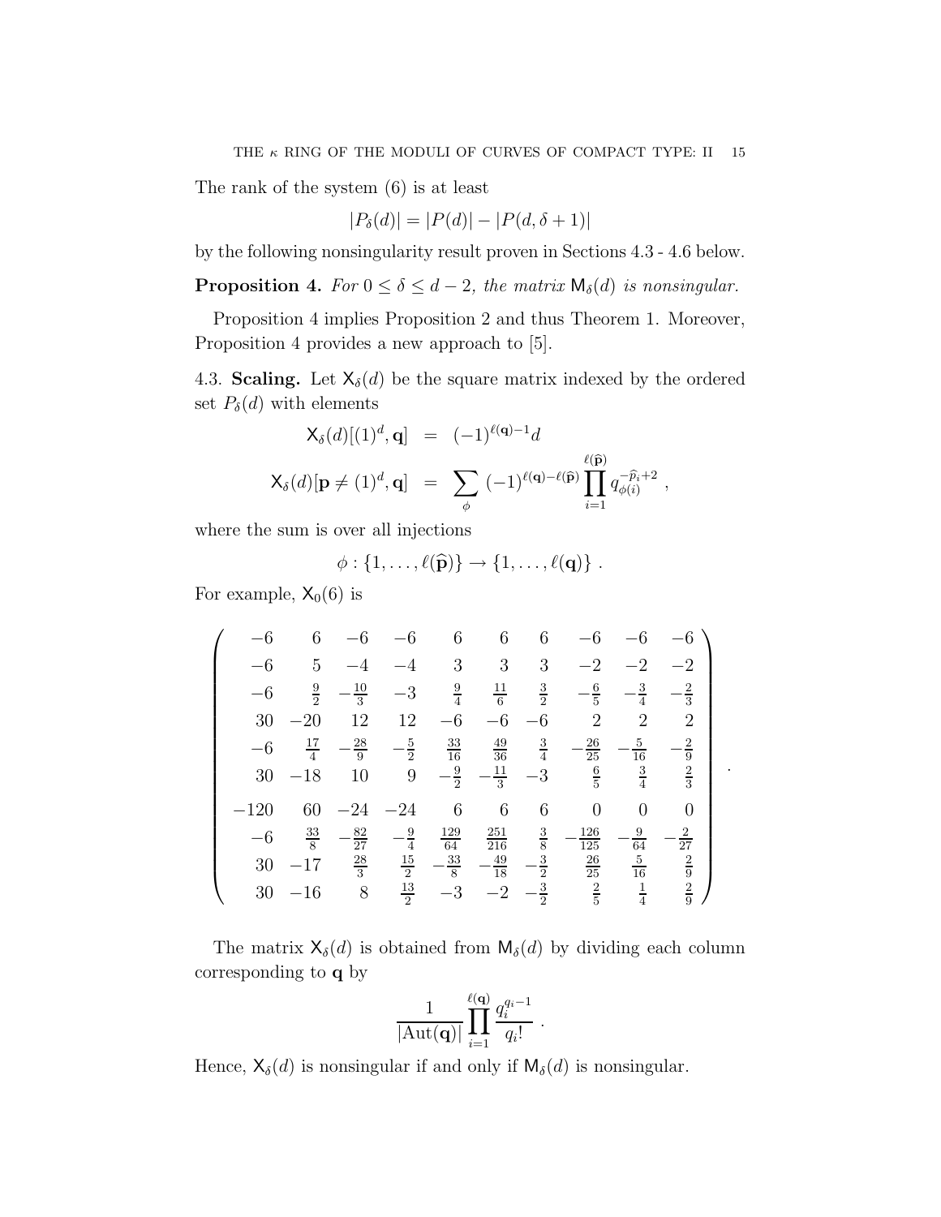The rank of the system (6) is at least

$$|P_\delta(d)| = |P(d)| - |P(d, \delta+1)|$$

by the following nonsingularity result proven in Sections 4.3 - 4.6 below.

**Proposition 4.** *For $0 \leq \delta \leq d-2$, the matrix $\mathsf{M}_\delta(d)$ is nonsingular.*

Proposition 4 implies Proposition 2 and thus Theorem 1. Moreover, Proposition 4 provides a new approach to [5].

4.3. **Scaling.** Let $\mathsf{X}_\delta(d)$ be the square matrix indexed by the ordered set $P_\delta(d)$ with elements

$$\begin{aligned} \mathsf{X}_\delta(d)[(1)^d, \mathbf{q}] &= (-1)^{\ell(\mathbf{q})-1} d \\ \mathsf{X}_\delta(d)[\mathbf{p} \neq (1)^d, \mathbf{q}] &= \sum_\phi (-1)^{\ell(\mathbf{q})-\ell(\widehat{\mathbf{p}})} \prod_{i=1}^{\ell(\widehat{\mathbf{p}})} q_{\phi(i)}^{-\widehat{p}_i+2} , \end{aligned}$$

where the sum is over all injections

$$\phi : \{1, \ldots, \ell(\widehat{\mathbf{p}})\} \to \{1, \ldots, \ell(\mathbf{q})\} .$$

For example, $\mathsf{X}_0(6)$ is

$$\left( \begin{array}{cccccccccc} -6 & 6 & -6 & -6 & 6 & 6 & 6 & -6 & -6 & -6 \\ -6 & 5 & -4 & -4 & 3 & 3 & 3 & -2 & -2 & -2 \\ -6 & \frac{9}{2} & -\frac{10}{3} & -3 & \frac{9}{4} & \frac{11}{6} & \frac{3}{2} & -\frac{6}{5} & -\frac{3}{4} & -\frac{2}{3} \\ 30 & -20 & 12 & 12 & -6 & -6 & -6 & 2 & 2 & 2 \\ -6 & \frac{17}{4} & -\frac{28}{9} & -\frac{5}{2} & \frac{33}{16} & \frac{49}{36} & \frac{3}{4} & -\frac{26}{25} & -\frac{5}{16} & -\frac{2}{9} \\ 30 & -18 & 10 & 9 & -\frac{9}{2} & -\frac{11}{3} & -3 & \frac{6}{5} & \frac{3}{4} & \frac{2}{3} \\ -120 & 60 & -24 & -24 & 6 & 6 & 6 & 0 & 0 & 0 \\ -6 & \frac{33}{8} & -\frac{82}{27} & -\frac{9}{4} & \frac{129}{64} & \frac{251}{216} & \frac{3}{8} & -\frac{126}{125} & -\frac{9}{64} & -\frac{2}{27} \\ 30 & -17 & \frac{28}{3} & \frac{15}{2} & -\frac{33}{8} & -\frac{49}{18} & -\frac{3}{2} & \frac{26}{25} & \frac{5}{16} & \frac{2}{9} \\ 30 & -16 & 8 & \frac{13}{2} & -3 & -2 & -\frac{3}{2} & \frac{2}{5} & \frac{1}{4} & \frac{2}{9} \end{array} \right) .$$

The matrix $\mathsf{X}_\delta(d)$ is obtained from $\mathsf{M}_\delta(d)$ by dividing each column corresponding to $\mathbf{q}$ by

$$\frac{1}{|\mathrm{Aut}(\mathbf{q})|} \prod_{i=1}^{\ell(\mathbf{q})} \frac{q_i^{q_i-1}}{q_i!} .$$

Hence, $\mathsf{X}_\delta(d)$ is nonsingular if and only if $\mathsf{M}_\delta(d)$ is nonsingular.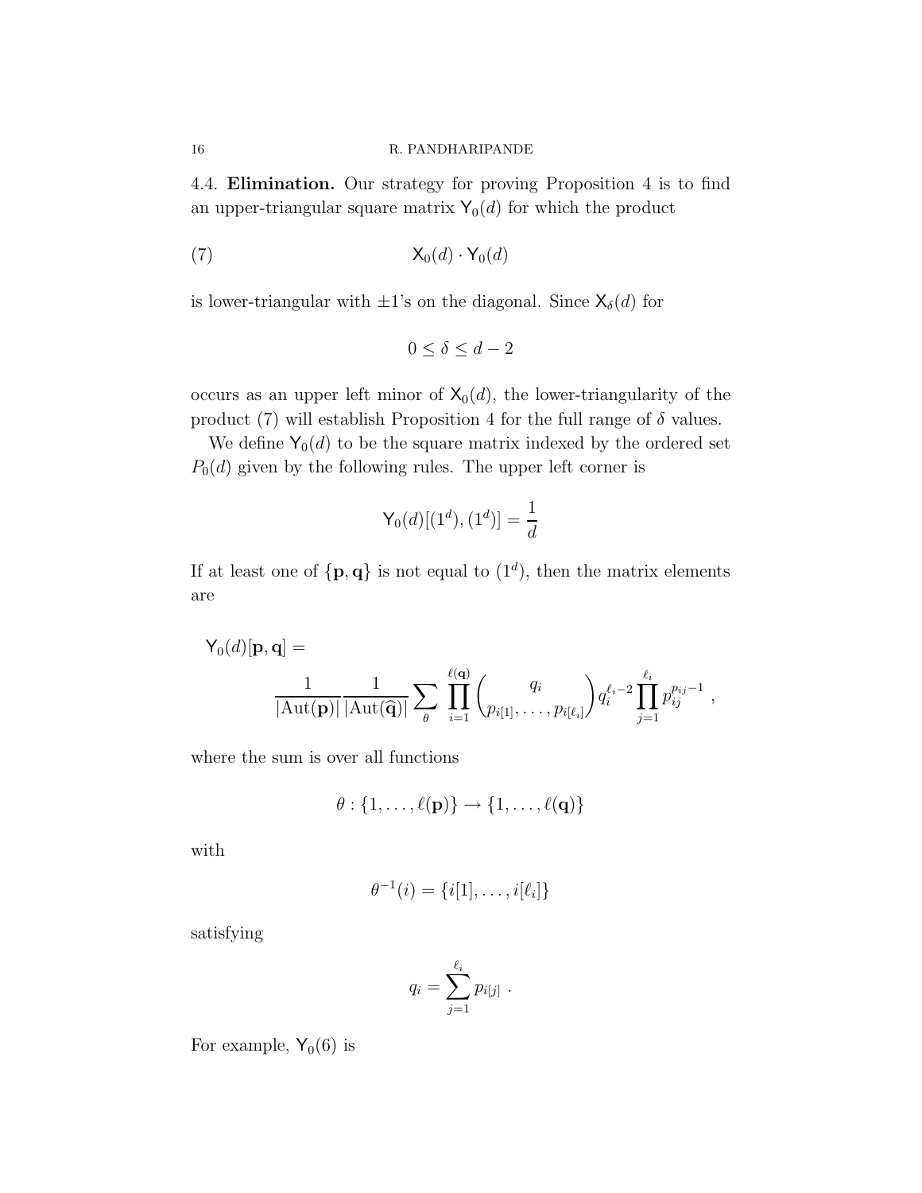4.4. **Elimination.** Our strategy for proving Proposition 4 is to find an upper-triangular square matrix $\mathsf{Y}_0(d)$ for which the product

$$\mathsf{X}_0(d) \cdot \mathsf{Y}_0(d) \tag{7}$$

is lower-triangular with $\pm 1$'s on the diagonal. Since $\mathsf{X}_\delta(d)$ for

$$0 \leq \delta \leq d-2$$

occurs as an upper left minor of $\mathsf{X}_0(d)$, the lower-triangularity of the product (7) will establish Proposition 4 for the full range of $\delta$ values.

We define $\mathsf{Y}_0(d)$ to be the square matrix indexed by the ordered set $P_0(d)$ given by the following rules. The upper left corner is

$$\mathsf{Y}_0(d)[(1^d),(1^d)] = \frac{1}{d}$$

If at least one of $\{\mathbf{p}, \mathbf{q}\}$ is not equal to $(1^d)$, then the matrix elements are

$$\mathsf{Y}_0(d)[\mathbf{p},\mathbf{q}] = \frac{1}{|\mathrm{Aut}(\mathbf{p})|} \frac{1}{|\mathrm{Aut}(\widehat{\mathbf{q}})|} \sum_{\theta} \prod_{i=1}^{\ell(\mathbf{q})} \binom{q_i}{p_{i[1]}, \ldots, p_{i[\ell_i]}} q_i^{\ell_i - 2} \prod_{j=1}^{\ell_i} p_{ij}^{p_{ij}-1} \ ,$$

where the sum is over all functions

$$\theta : \{1, \ldots, \ell(\mathbf{p})\} \to \{1, \ldots, \ell(\mathbf{q})\}$$

with

$$\theta^{-1}(i) = \{i[1], \ldots, i[\ell_i]\}$$

satisfying

$$q_i = \sum_{j=1}^{\ell_i} p_{i[j]} \ .$$

For example, $\mathsf{Y}_0(6)$ is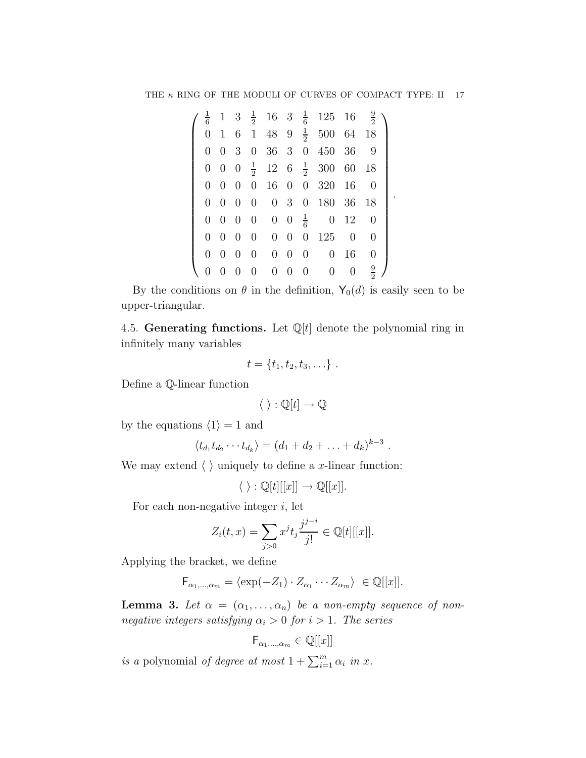$$
\begin{pmatrix}
\frac{1}{6} & 1 & 3 & \frac{1}{2} & 16 & 3 & \frac{1}{6} & 125 & 16 & \frac{9}{2} \\
0 & 1 & 6 & 1 & 48 & 9 & \frac{1}{2} & 500 & 64 & 18 \\
0 & 0 & 3 & 0 & 36 & 3 & 0 & 450 & 36 & 9 \\
0 & 0 & 0 & \frac{1}{2} & 12 & 6 & \frac{1}{2} & 300 & 60 & 18 \\
0 & 0 & 0 & 0 & 16 & 0 & 0 & 320 & 16 & 0 \\
0 & 0 & 0 & 0 & 0 & 3 & 0 & 180 & 36 & 18 \\
0 & 0 & 0 & 0 & 0 & 0 & \frac{1}{6} & 0 & 12 & 0 \\
0 & 0 & 0 & 0 & 0 & 0 & 0 & 125 & 0 & 0 \\
0 & 0 & 0 & 0 & 0 & 0 & 0 & 0 & 16 & 0 \\
0 & 0 & 0 & 0 & 0 & 0 & 0 & 0 & 0 & \frac{9}{2}
\end{pmatrix}.
$$

By the conditions on $\theta$ in the definition, $\mathsf{Y}_0(d)$ is easily seen to be upper-triangular.

4.5. **Generating functions.** Let $\mathbb{Q}[t]$ denote the polynomial ring in infinitely many variables

$$t = \{t_1, t_2, t_3, \ldots\} .$$

Define a $\mathbb{Q}$-linear function

$$\langle\ \rangle : \mathbb{Q}[t] \to \mathbb{Q}$$

by the equations $\langle 1 \rangle = 1$ and

$$\langle t_{d_1} t_{d_2} \cdots t_{d_k} \rangle = (d_1 + d_2 + \ldots + d_k)^{k-3} .$$

We may extend $\langle\ \rangle$ uniquely to define a $x$-linear function:

$$\langle\ \rangle : \mathbb{Q}[t][[x]] \to \mathbb{Q}[[x]].$$

For each non-negative integer $i$, let

$$Z_i(t, x) = \sum_{j>0} x^j t_j \frac{j^{j-i}}{j!} \in \mathbb{Q}[t][[x]].$$

Applying the bracket, we define

$$\mathsf{F}_{\alpha_1, \ldots, \alpha_m} = \langle \exp(-Z_1) \cdot Z_{\alpha_1} \cdots Z_{\alpha_m} \rangle \ \in \mathbb{Q}[[x]].$$

**Lemma 3.** *Let $\alpha = (\alpha_1, \ldots, \alpha_n)$ be a non-empty sequence of non-negative integers satisfying $\alpha_i > 0$ for $i > 1$. The series*

$$\mathsf{F}_{\alpha_1, \ldots, \alpha_m} \in \mathbb{Q}[[x]]$$

*is a* polynomial *of degree at most $1 + \sum_{i=1}^{m} \alpha_i$ in $x$.*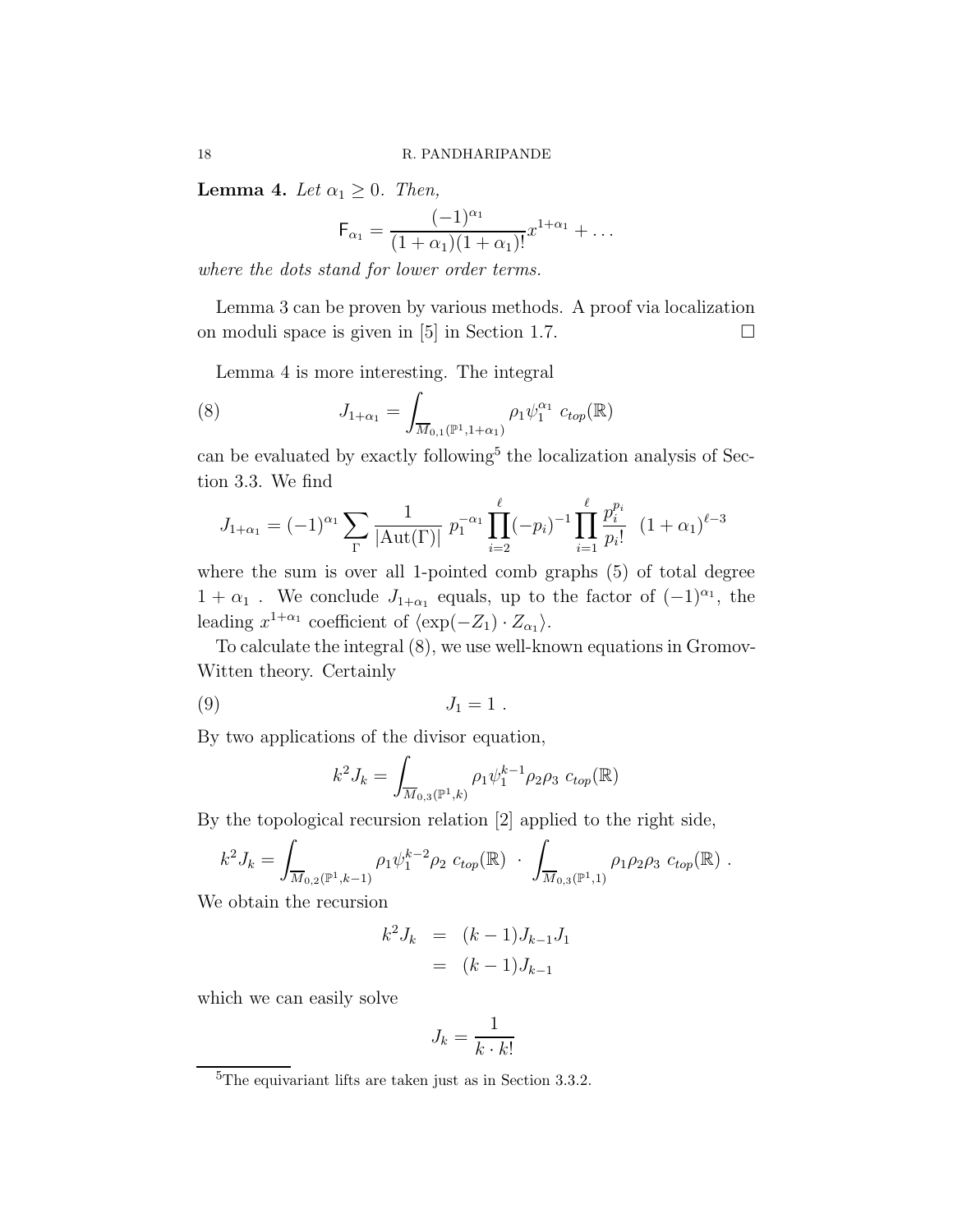**Lemma 4.** *Let $\alpha_1 \geq 0$. Then,*

$$\mathsf{F}_{\alpha_1} = \frac{(-1)^{\alpha_1}}{(1+\alpha_1)(1+\alpha_1)!} x^{1+\alpha_1} + \ldots$$

*where the dots stand for lower order terms.*

Lemma 3 can be proven by various methods. A proof via localization on moduli space is given in [5] in Section 1.7. $\square$

Lemma 4 is more interesting. The integral

$$J_{1+\alpha_1} = \int_{\overline{M}_{0,1}(\mathbb{P}^1, 1+\alpha_1)} \rho_1 \psi_1^{\alpha_1} \ c_{top}(\mathbb{R}) \tag{8}$$

can be evaluated by exactly following[5] the localization analysis of Section 3.3. We find

$$J_{1+\alpha_1} = (-1)^{\alpha_1} \sum_{\Gamma} \frac{1}{|\mathrm{Aut}(\Gamma)|} \ p_1^{-\alpha_1} \prod_{i=2}^{\ell} (-p_i)^{-1} \prod_{i=1}^{\ell} \frac{p_i^{p_i}}{p_i!} \ \ (1+\alpha_1)^{\ell-3}$$

where the sum is over all 1-pointed comb graphs (5) of total degree $1+\alpha_1$ . We conclude $J_{1+\alpha_1}$ equals, up to the factor of $(-1)^{\alpha_1}$, the leading $x^{1+\alpha_1}$ coefficient of $\langle \exp(-Z_1) \cdot Z_{\alpha_1} \rangle$.

To calculate the integral (8), we use well-known equations in Gromov-Witten theory. Certainly

$$J_1 = 1 \ . \tag{9}$$

By two applications of the divisor equation,

$$k^2 J_k = \int_{\overline{M}_{0,3}(\mathbb{P}^1, k)} \rho_1 \psi_1^{k-1} \rho_2 \rho_3 \ c_{top}(\mathbb{R})$$

By the topological recursion relation [2] applied to the right side,

$$k^2 J_k = \int_{\overline{M}_{0,2}(\mathbb{P}^1, k-1)} \rho_1 \psi_1^{k-2} \rho_2 \ c_{top}(\mathbb{R}) \ \cdot \ \int_{\overline{M}_{0,3}(\mathbb{P}^1, 1)} \rho_1 \rho_2 \rho_3 \ c_{top}(\mathbb{R}) \ .$$

We obtain the recursion

$$\begin{aligned} k^2 J_k &= (k-1) J_{k-1} J_1 \\ &= (k-1) J_{k-1} \end{aligned}$$

which we can easily solve

$$J_k = \frac{1}{k \cdot k!}$$

[5] The equivariant lifts are taken just as in Section 3.3.2.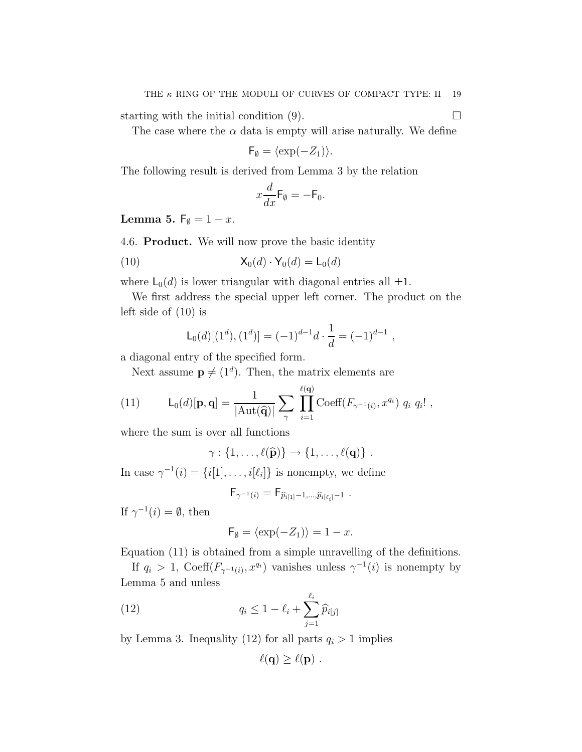starting with the initial condition (9). $\square$

The case where the $\alpha$ data is empty will arise naturally. We define

$$\mathsf{F}_\emptyset = \langle \exp(-Z_1) \rangle.$$

The following result is derived from Lemma 3 by the relation

$$x \frac{d}{dx} \mathsf{F}_\emptyset = -\mathsf{F}_0.$$

**Lemma 5.** $\mathsf{F}_\emptyset = 1 - x$.

4.6. **Product.** We will now prove the basic identity

$$\mathsf{X}_0(d) \cdot \mathsf{Y}_0(d) = \mathsf{L}_0(d) \tag{10}$$

where $\mathsf{L}_0(d)$ is lower triangular with diagonal entries all $\pm 1$.

We first address the special upper left corner. The product on the left side of (10) is

$$\mathsf{L}_0(d)[(1^d),(1^d)] = (-1)^{d-1} d \cdot \frac{1}{d} = (-1)^{d-1} \ ,$$

a diagonal entry of the specified form.

Next assume $\mathbf{p} \neq (1^d)$. Then, the matrix elements are

$$\mathsf{L}_0(d)[\mathbf{p},\mathbf{q}] = \frac{1}{|\mathrm{Aut}(\widehat{\mathbf{q}})|} \sum_\gamma \prod_{i=1}^{\ell(\mathbf{q})} \mathrm{Coeff}(F_{\gamma^{-1}(i)}, x^{q_i}) \ q_i \ q_i! \ , \tag{11}$$

where the sum is over all functions

$$\gamma : \{1, \ldots, \ell(\widehat{\mathbf{p}})\} \to \{1, \ldots, \ell(\mathbf{q})\} \ .$$

In case $\gamma^{-1}(i) = \{i[1], \ldots, i[\ell_i]\}$ is nonempty, we define

$$\mathsf{F}_{\gamma^{-1}(i)} = \mathsf{F}_{\widehat{p}_{i[1]}-1, \ldots, \widehat{p}_{i[\ell_i]}-1} \ .$$

If $\gamma^{-1}(i) = \emptyset$, then

$$\mathsf{F}_\emptyset = \langle \exp(-Z_1) \rangle = 1 - x.$$

Equation (11) is obtained from a simple unravelling of the definitions.

If $q_i > 1$, $\mathrm{Coeff}(F_{\gamma^{-1}(i)}, x^{q_i})$ vanishes unless $\gamma^{-1}(i)$ is nonempty by Lemma 5 and unless

$$q_i \leq 1 - \ell_i + \sum_{j=1}^{\ell_i} \widehat{p}_{i[j]} \tag{12}$$

by Lemma 3. Inequality (12) for all parts $q_i > 1$ implies

$$\ell(\mathbf{q}) \geq \ell(\mathbf{p}) \ .$$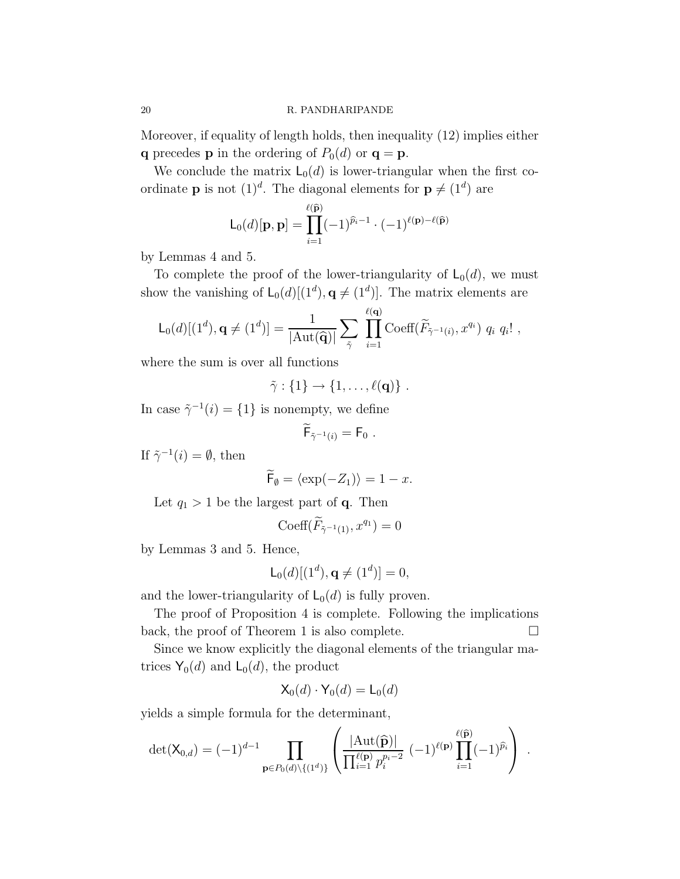Moreover, if equality of length holds, then inequality (12) implies either $\mathbf{q}$ precedes $\mathbf{p}$ in the ordering of $P_0(d)$ or $\mathbf{q} = \mathbf{p}$.

We conclude the matrix $\mathsf{L}_0(d)$ is lower-triangular when the first coordinate $\mathbf{p}$ is not $(1)^d$. The diagonal elements for $\mathbf{p} \neq (1^d)$ are

$$\mathsf{L}_0(d)[\mathbf{p}, \mathbf{p}] = \prod_{i=1}^{\ell(\widehat{\mathbf{p}})} (-1)^{\widehat{p}_i - 1} \cdot (-1)^{\ell(\mathbf{p}) - \ell(\widehat{\mathbf{p}})}$$

by Lemmas 4 and 5.

To complete the proof of the lower-triangularity of $\mathsf{L}_0(d)$, we must show the vanishing of $\mathsf{L}_0(d)[(1^d), \mathbf{q} \neq (1^d)]$. The matrix elements are

$$\mathsf{L}_0(d)[(1^d), \mathbf{q} \neq (1^d)] = \frac{1}{|\mathrm{Aut}(\widehat{\mathbf{q}})|} \sum_{\tilde{\gamma}} \prod_{i=1}^{\ell(\mathbf{q})} \mathrm{Coeff}(\widetilde{F}_{\tilde{\gamma}^{-1}(i)}, x^{q_i}) \ q_i \ q_i! \ ,$$

where the sum is over all functions

$$\tilde{\gamma} : \{1\} \to \{1, \ldots, \ell(\mathbf{q})\} \ .$$

In case $\tilde{\gamma}^{-1}(i) = \{1\}$ is nonempty, we define

$$\widetilde{\mathsf{F}}_{\tilde{\gamma}^{-1}(i)} = \mathsf{F}_0 \ .$$

If $\tilde{\gamma}^{-1}(i) = \emptyset$, then

$$\widetilde{\mathsf{F}}_{\emptyset} = \langle \exp(-Z_1) \rangle = 1 - x.$$

Let $q_1 > 1$ be the largest part of $\mathbf{q}$. Then

$$\mathrm{Coeff}(\widetilde{F}_{\tilde{\gamma}^{-1}(1)}, x^{q_1}) = 0$$

by Lemmas 3 and 5. Hence,

$$\mathsf{L}_0(d)[(1^d), \mathbf{q} \neq (1^d)] = 0,$$

and the lower-triangularity of $\mathsf{L}_0(d)$ is fully proven.

The proof of Proposition 4 is complete. Following the implications back, the proof of Theorem 1 is also complete. $\square$

Since we know explicitly the diagonal elements of the triangular matrices $\mathsf{Y}_0(d)$ and $\mathsf{L}_0(d)$, the product

$$\mathsf{X}_0(d) \cdot \mathsf{Y}_0(d) = \mathsf{L}_0(d)$$

yields a simple formula for the determinant,

$$\det(\mathsf{X}_{0,d}) = (-1)^{d-1} \prod_{\mathbf{p} \in P_0(d) \setminus \{(1^d)\}} \left( \frac{|\mathrm{Aut}(\widehat{\mathbf{p}})|}{\prod_{i=1}^{\ell(\mathbf{p})} p_i^{p_i - 2}} \ (-1)^{\ell(\mathbf{p})} \prod_{i=1}^{\ell(\widehat{\mathbf{p}})} (-1)^{\widehat{p}_i} \right) \ .$$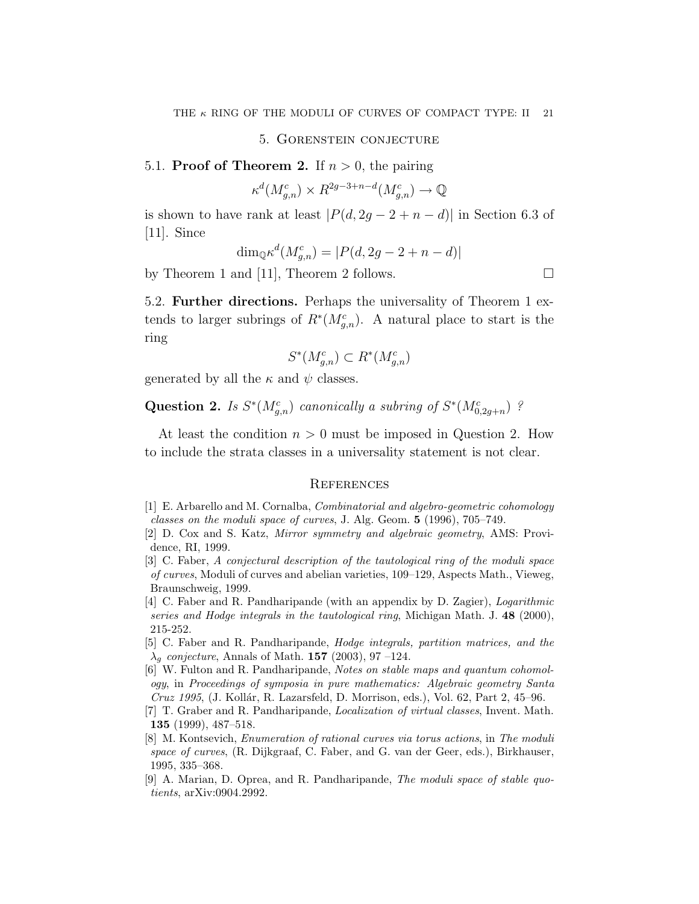## 5. Gorenstein conjecture

### 5.1. **Proof of Theorem 2.**

If $n > 0$, the pairing

$$\kappa^d(M^c_{g,n}) \times R^{2g-3+n-d}(M^c_{g,n}) \to \mathbb{Q}$$

is shown to have rank at least $|P(d, 2g-2+n-d)|$ in Section 6.3 of [11]. Since

$$\dim_{\mathbb{Q}} \kappa^d(M^c_{g,n}) = |P(d, 2g-2+n-d)|$$

by Theorem 1 and [11], Theorem 2 follows. □

### 5.2. **Further directions.**

Perhaps the universality of Theorem 1 extends to larger subrings of $R^*(M^c_{g,n})$. A natural place to start is the ring

$$S^*(M^c_{g,n}) \subset R^*(M^c_{g,n})$$

generated by all the $\kappa$ and $\psi$ classes.

**Question 2.** *Is $S^*(M^c_{g,n})$ canonically a subring of $S^*(M^c_{0,2g+n})$ ?*

At least the condition $n > 0$ must be imposed in Question 2. How to include the strata classes in a universality statement is not clear.

## References

[1] E. Arbarello and M. Cornalba, *Combinatorial and algebro-geometric cohomology classes on the moduli space of curves*, J. Alg. Geom. **5** (1996), 705–749.

[2] D. Cox and S. Katz, *Mirror symmetry and algebraic geometry*, AMS: Providence, RI, 1999.

[3] C. Faber, *A conjectural description of the tautological ring of the moduli space of curves*, Moduli of curves and abelian varieties, 109–129, Aspects Math., Vieweg, Braunschweig, 1999.

[4] C. Faber and R. Pandharipande (with an appendix by D. Zagier), *Logarithmic series and Hodge integrals in the tautological ring*, Michigan Math. J. **48** (2000), 215-252.

[5] C. Faber and R. Pandharipande, *Hodge integrals, partition matrices, and the $\lambda_g$ conjecture*, Annals of Math. **157** (2003), 97 –124.

[6] W. Fulton and R. Pandharipande, *Notes on stable maps and quantum cohomology*, in *Proceedings of symposia in pure mathematics: Algebraic geometry Santa Cruz 1995*, (J. Kollár, R. Lazarsfeld, D. Morrison, eds.), Vol. 62, Part 2, 45–96.

[7] T. Graber and R. Pandharipande, *Localization of virtual classes*, Invent. Math. **135** (1999), 487–518.

[8] M. Kontsevich, *Enumeration of rational curves via torus actions*, in *The moduli space of curves*, (R. Dijkgraaf, C. Faber, and G. van der Geer, eds.), Birkhauser, 1995, 335–368.

[9] A. Marian, D. Oprea, and R. Pandharipande, *The moduli space of stable quotients*, arXiv:0904.2992.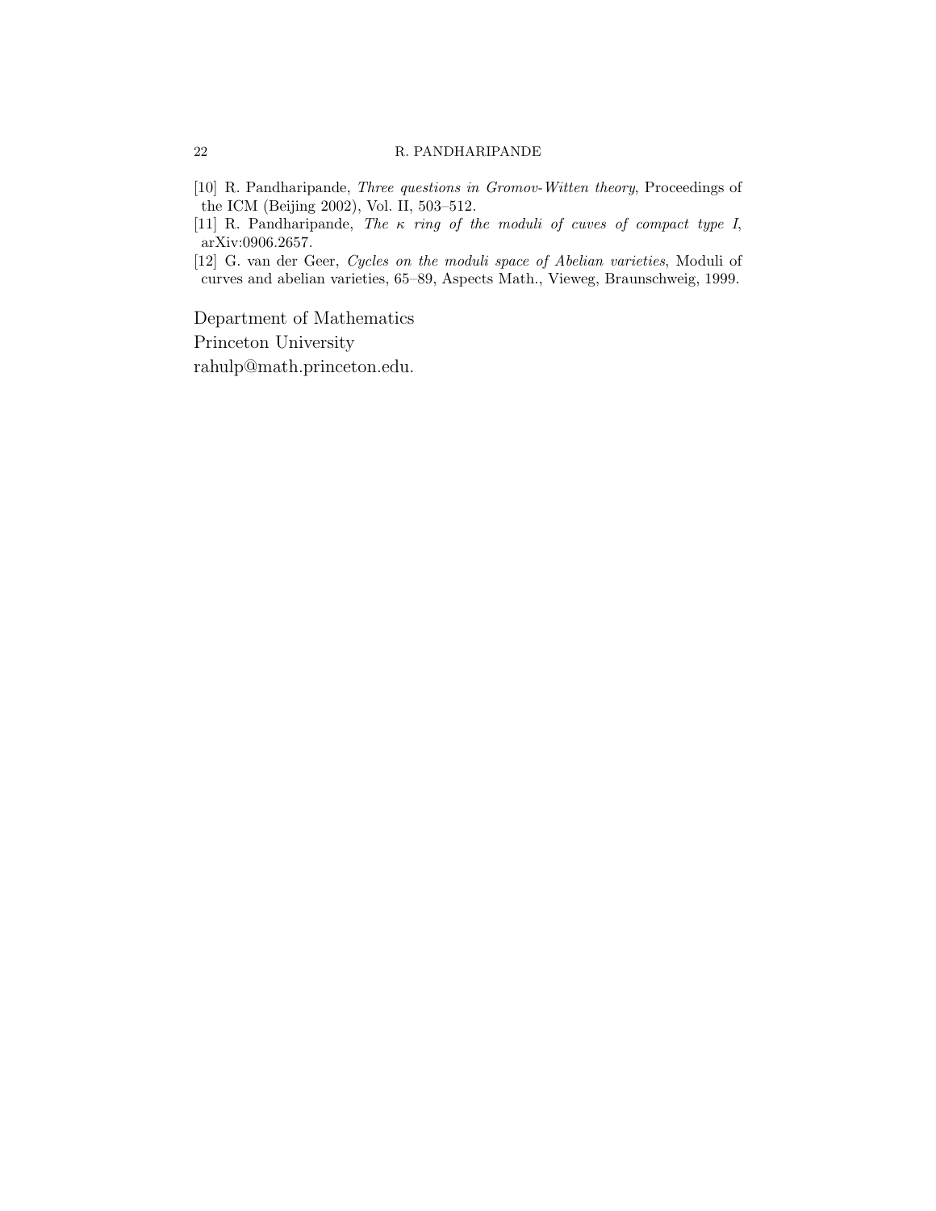[10] R. Pandharipande, *Three questions in Gromov-Witten theory*, Proceedings of the ICM (Beijing 2002), Vol. II, 503–512.

[11] R. Pandharipande, *The $\kappa$ ring of the moduli of cuves of compact type I*, arXiv:0906.2657.

[12] G. van der Geer, *Cycles on the moduli space of Abelian varieties*, Moduli of curves and abelian varieties, 65–89, Aspects Math., Vieweg, Braunschweig, 1999.

Department of Mathematics
Princeton University
rahulp@math.princeton.edu.